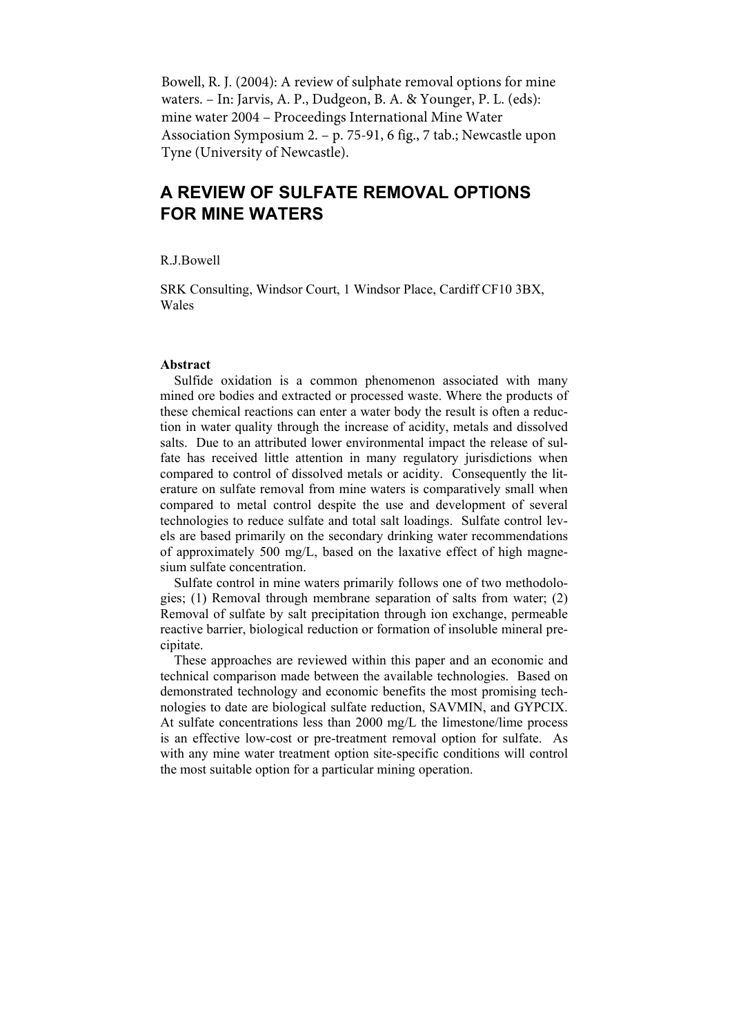Bowell, R. J. (2004): A review of sulphate removal options for mine waters. – In: Jarvis, A. P., Dudgeon, B. A. & Younger, P. L. (eds): mine water 2004 – Proceedings International Mine Water Association Symposium 2. – p. 75-91, 6 fig., 7 tab.; Newcastle upon Tyne (University of Newcastle).

# A REVIEW OF SULFATE REMOVAL OPTIONS FOR MINE WATERS

R.J.Bowell

SRK Consulting, Windsor Court, 1 Windsor Place, Cardiff CF10 3BX, Wales

### Abstract

Sulfide oxidation is a common phenomenon associated with many mined ore bodies and extracted or processed waste. Where the products of these chemical reactions can enter a water body the result is often a reduction in water quality through the increase of acidity, metals and dissolved salts. Due to an attributed lower environmental impact the release of sulfate has received little attention in many regulatory jurisdictions when compared to control of dissolved metals or acidity. Consequently the literature on sulfate removal from mine waters is comparatively small when compared to metal control despite the use and development of several technologies to reduce sulfate and total salt loadings. Sulfate control levels are based primarily on the secondary drinking water recommendations of approximately 500 mg/L, based on the laxative effect of high magnesium sulfate concentration.

Sulfate control in mine waters primarily follows one of two methodologies; (1) Removal through membrane separation of salts from water; (2) Removal of sulfate by salt precipitation through ion exchange, permeable reactive barrier, biological reduction or formation of insoluble mineral precipitate.

These approaches are reviewed within this paper and an economic and technical comparison made between the available technologies. Based on demonstrated technology and economic benefits the most promising technologies to date are biological sulfate reduction, SAVMIN, and GYPCIX. At sulfate concentrations less than 2000 mg/L the limestone/lime process is an effective low-cost or pre-treatment removal option for sulfate. As with any mine water treatment option site-specific conditions will control the most suitable option for a particular mining operation.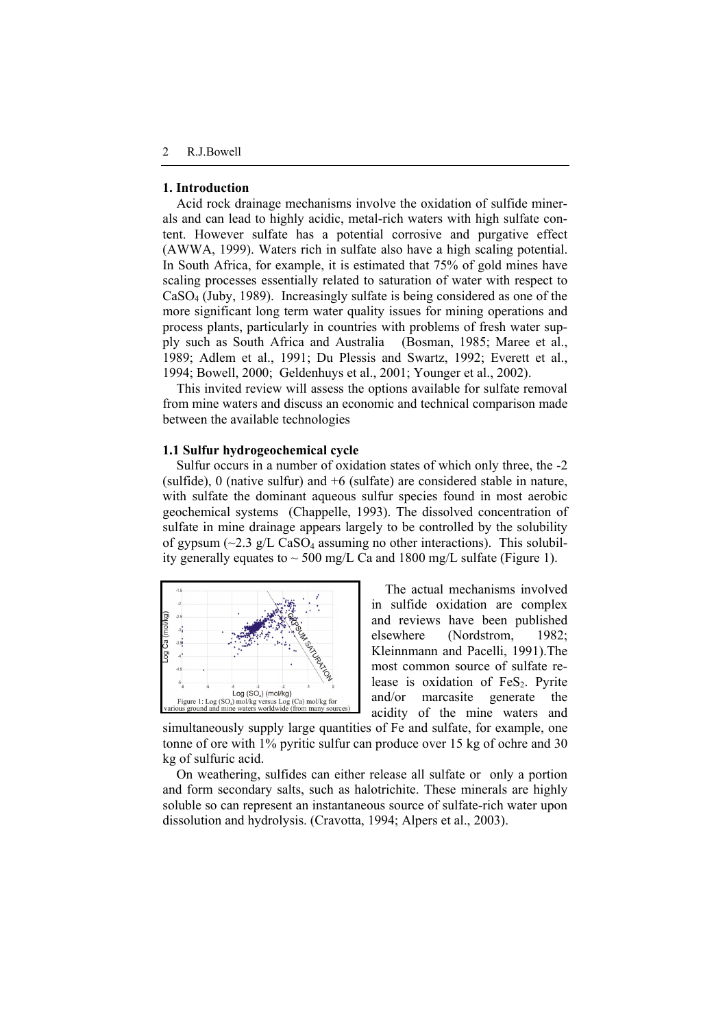## 1. Introduction

Acid rock drainage mechanisms involve the oxidation of sulfide minerals and can lead to highly acidic, metal-rich waters with high sulfate content. However sulfate has a potential corrosive and purgative effect (AWWA, 1999). Waters rich in sulfate also have a high scaling potential. In South Africa, for example, it is estimated that 75% of gold mines have scaling processes essentially related to saturation of water with respect to $CaSO_4$ (Juby, 1989). Increasingly sulfate is being considered as one of the more significant long term water quality issues for mining operations and process plants, particularly in countries with problems of fresh water supply such as South Africa and Australia (Bosman, 1985; Maree et al., 1989; Adlem et al., 1991; Du Plessis and Swartz, 1992; Everett et al., 1994; Bowell, 2000; Geldenhuys et al., 2001; Younger et al., 2002).

This invited review will assess the options available for sulfate removal from mine waters and discuss an economic and technical comparison made between the available technologies

### 1.1 Sulfur hydrogeochemical cycle

Sulfur occurs in a number of oxidation states of which only three, the -2 (sulfide), 0 (native sulfur) and +6 (sulfate) are considered stable in nature, with sulfate the dominant aqueous sulfur species found in most aerobic geochemical systems (Chappelle, 1993). The dissolved concentration of sulfate in mine drainage appears largely to be controlled by the solubility of gypsum (~2.3 g/L $CaSO_4$ assuming no other interactions). This solubility generally equates to ~ 500 mg/L Ca and 1800 mg/L sulfate (Figure 1).

Figure 1: Log ($SO_4$) mol/kg versus Log (Ca) mol/kg for various ground and mine waters worldwide (from many sources)

The actual mechanisms involved in sulfide oxidation are complex and reviews have been published elsewhere (Nordstrom, 1982; Kleinnmann and Pacelli, 1991).The most common source of sulfate release is oxidation of $FeS_2$. Pyrite and/or marcasite generate the acidity of the mine waters and simultaneously supply large quantities of Fe and sulfate, for example, one tonne of ore with 1% pyritic sulfur can produce over 15 kg of ochre and 30 kg of sulfuric acid.

On weathering, sulfides can either release all sulfate or only a portion and form secondary salts, such as halotrichite. These minerals are highly soluble so can represent an instantaneous source of sulfate-rich water upon dissolution and hydrolysis. (Cravotta, 1994; Alpers et al., 2003).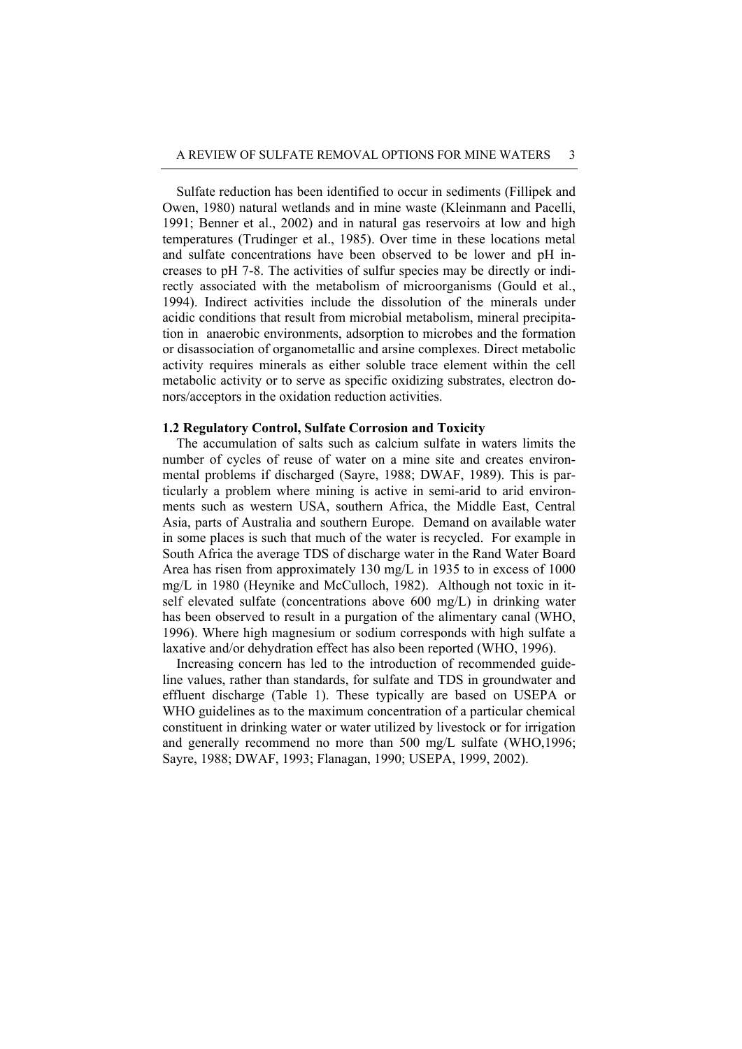Sulfate reduction has been identified to occur in sediments (Fillipek and Owen, 1980) natural wetlands and in mine waste (Kleinmann and Pacelli, 1991; Benner et al., 2002) and in natural gas reservoirs at low and high temperatures (Trudinger et al., 1985). Over time in these locations metal and sulfate concentrations have been observed to be lower and pH increases to pH 7-8. The activities of sulfur species may be directly or indirectly associated with the metabolism of microorganisms (Gould et al., 1994). Indirect activities include the dissolution of the minerals under acidic conditions that result from microbial metabolism, mineral precipitation in anaerobic environments, adsorption to microbes and the formation or disassociation of organometallic and arsine complexes. Direct metabolic activity requires minerals as either soluble trace element within the cell metabolic activity or to serve as specific oxidizing substrates, electron donors/acceptors in the oxidation reduction activities.

## 1.2 Regulatory Control, Sulfate Corrosion and Toxicity

The accumulation of salts such as calcium sulfate in waters limits the number of cycles of reuse of water on a mine site and creates environmental problems if discharged (Sayre, 1988; DWAF, 1989). This is particularly a problem where mining is active in semi-arid to arid environments such as western USA, southern Africa, the Middle East, Central Asia, parts of Australia and southern Europe. Demand on available water in some places is such that much of the water is recycled. For example in South Africa the average TDS of discharge water in the Rand Water Board Area has risen from approximately 130 mg/L in 1935 to in excess of 1000 mg/L in 1980 (Heynike and McCulloch, 1982). Although not toxic in itself elevated sulfate (concentrations above 600 mg/L) in drinking water has been observed to result in a purgation of the alimentary canal (WHO, 1996). Where high magnesium or sodium corresponds with high sulfate a laxative and/or dehydration effect has also been reported (WHO, 1996).

Increasing concern has led to the introduction of recommended guideline values, rather than standards, for sulfate and TDS in groundwater and effluent discharge (Table 1). These typically are based on USEPA or WHO guidelines as to the maximum concentration of a particular chemical constituent in drinking water or water utilized by livestock or for irrigation and generally recommend no more than 500 mg/L sulfate (WHO,1996; Sayre, 1988; DWAF, 1993; Flanagan, 1990; USEPA, 1999, 2002).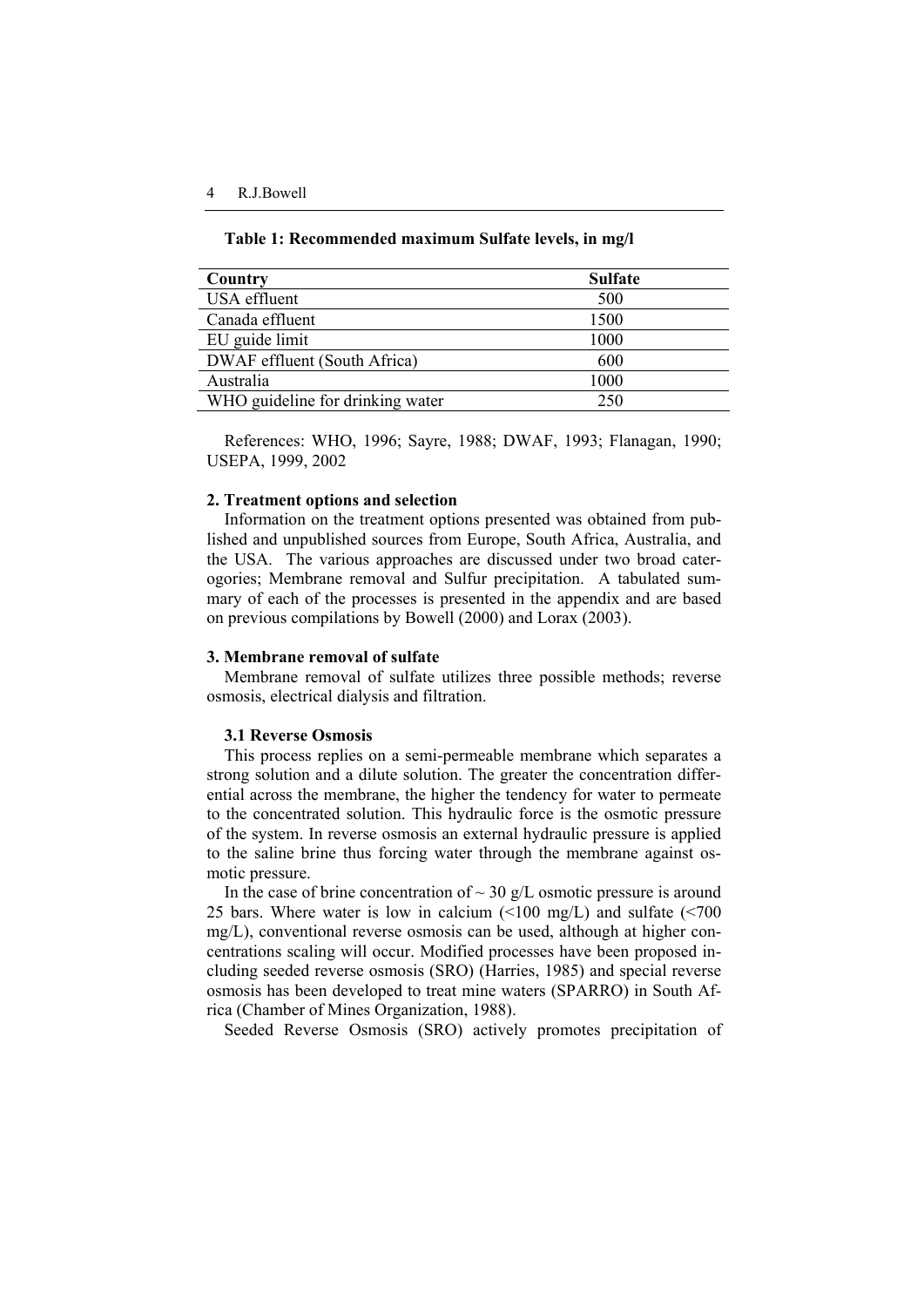**Table 1: Recommended maximum Sulfate levels, in mg/l**

| Country | Sulfate |
|---|---|
| USA effluent | 500 |
| Canada effluent | 1500 |
| EU guide limit | 1000 |
| DWAF effluent (South Africa) | 600 |
| Australia | 1000 |
| WHO guideline for drinking water | 250 |

References: WHO, 1996; Sayre, 1988; DWAF, 1993; Flanagan, 1990; USEPA, 1999, 2002

## 2. Treatment options and selection

Information on the treatment options presented was obtained from published and unpublished sources from Europe, South Africa, Australia, and the USA. The various approaches are discussed under two broad caterogories; Membrane removal and Sulfur precipitation. A tabulated summary of each of the processes is presented in the appendix and are based on previous compilations by Bowell (2000) and Lorax (2003).

## 3. Membrane removal of sulfate

Membrane removal of sulfate utilizes three possible methods; reverse osmosis, electrical dialysis and filtration.

### 3.1 Reverse Osmosis

This process replies on a semi-permeable membrane which separates a strong solution and a dilute solution. The greater the concentration differential across the membrane, the higher the tendency for water to permeate to the concentrated solution. This hydraulic force is the osmotic pressure of the system. In reverse osmosis an external hydraulic pressure is applied to the saline brine thus forcing water through the membrane against osmotic pressure.

In the case of brine concentration of ~ 30 g/L osmotic pressure is around 25 bars. Where water is low in calcium (<100 mg/L) and sulfate (<700 mg/L), conventional reverse osmosis can be used, although at higher concentrations scaling will occur. Modified processes have been proposed including seeded reverse osmosis (SRO) (Harries, 1985) and special reverse osmosis has been developed to treat mine waters (SPARRO) in South Africa (Chamber of Mines Organization, 1988).

Seeded Reverse Osmosis (SRO) actively promotes precipitation of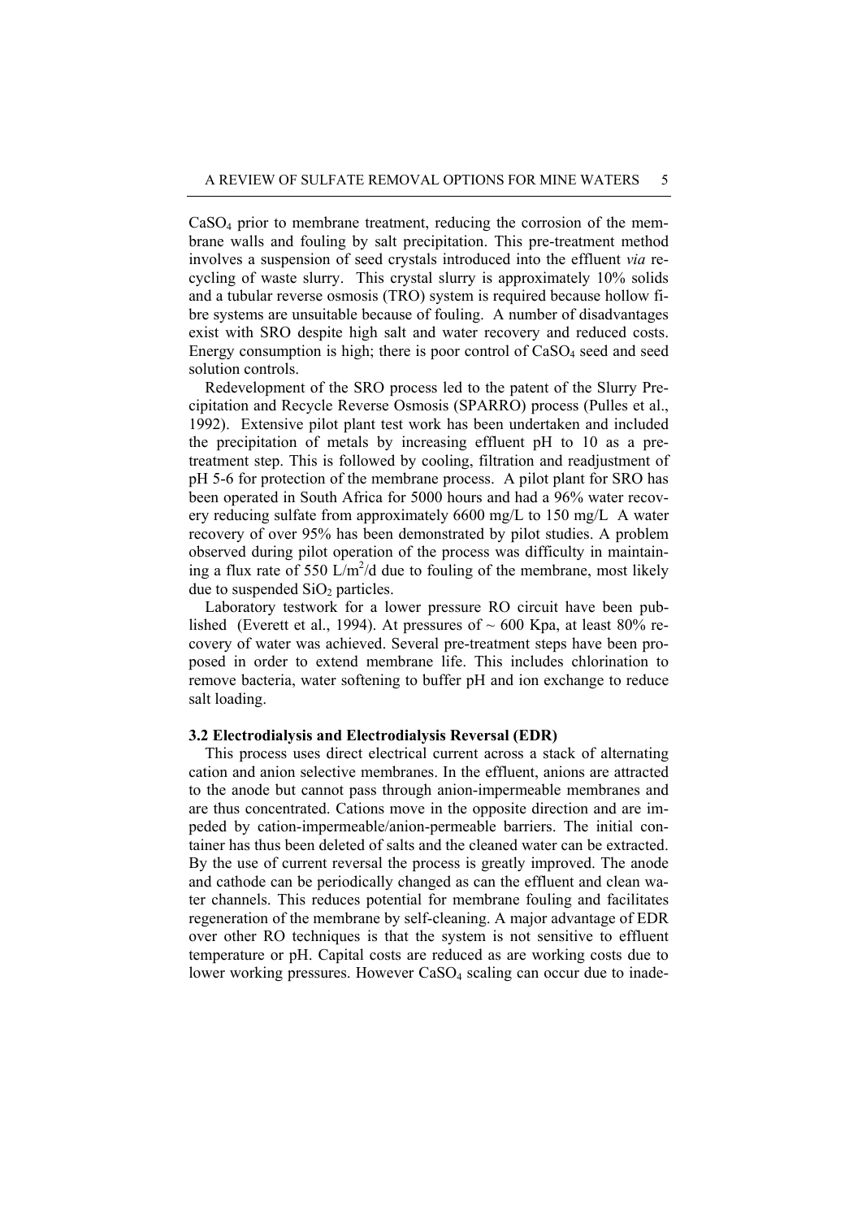$CaSO_4$ prior to membrane treatment, reducing the corrosion of the membrane walls and fouling by salt precipitation. This pre-treatment method involves a suspension of seed crystals introduced into the effluent *via* recycling of waste slurry. This crystal slurry is approximately 10% solids and a tubular reverse osmosis (TRO) system is required because hollow fibre systems are unsuitable because of fouling. A number of disadvantages exist with SRO despite high salt and water recovery and reduced costs. Energy consumption is high; there is poor control of $CaSO_4$ seed and seed solution controls.

Redevelopment of the SRO process led to the patent of the Slurry Precipitation and Recycle Reverse Osmosis (SPARRO) process (Pulles et al., 1992). Extensive pilot plant test work has been undertaken and included the precipitation of metals by increasing effluent pH to 10 as a pretreatment step. This is followed by cooling, filtration and readjustment of pH 5-6 for protection of the membrane process. A pilot plant for SRO has been operated in South Africa for 5000 hours and had a 96% water recovery reducing sulfate from approximately 6600 mg/L to 150 mg/L A water recovery of over 95% has been demonstrated by pilot studies. A problem observed during pilot operation of the process was difficulty in maintaining a flux rate of 550 $L/m^2/d$ due to fouling of the membrane, most likely due to suspended $SiO_2$ particles.

Laboratory testwork for a lower pressure RO circuit have been published (Everett et al., 1994). At pressures of ~ 600 Kpa, at least 80% recovery of water was achieved. Several pre-treatment steps have been proposed in order to extend membrane life. This includes chlorination to remove bacteria, water softening to buffer pH and ion exchange to reduce salt loading.

### 3.2 Electrodialysis and Electrodialysis Reversal (EDR)

This process uses direct electrical current across a stack of alternating cation and anion selective membranes. In the effluent, anions are attracted to the anode but cannot pass through anion-impermeable membranes and are thus concentrated. Cations move in the opposite direction and are impeded by cation-impermeable/anion-permeable barriers. The initial container has thus been deleted of salts and the cleaned water can be extracted. By the use of current reversal the process is greatly improved. The anode and cathode can be periodically changed as can the effluent and clean water channels. This reduces potential for membrane fouling and facilitates regeneration of the membrane by self-cleaning. A major advantage of EDR over other RO techniques is that the system is not sensitive to effluent temperature or pH. Capital costs are reduced as are working costs due to lower working pressures. However $CaSO_4$ scaling can occur due to inade-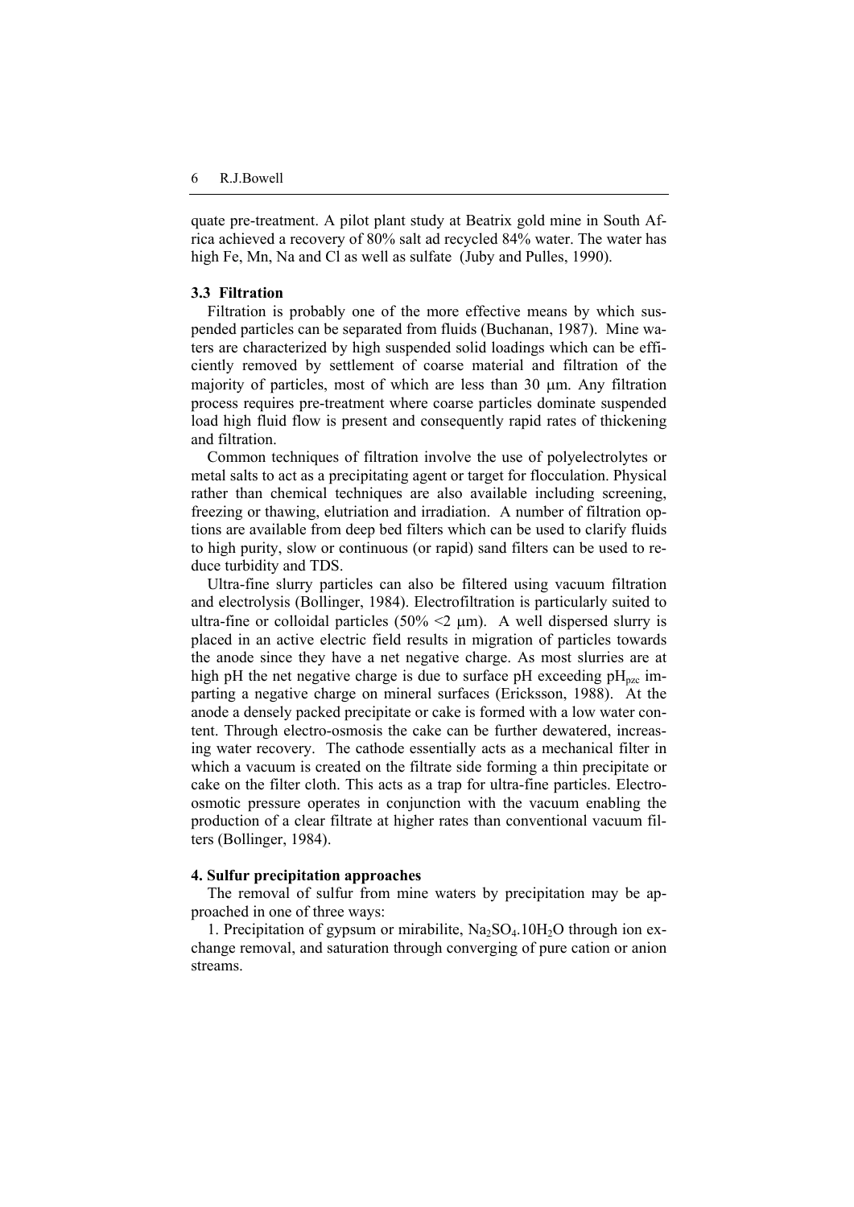quate pre-treatment. A pilot plant study at Beatrix gold mine in South Africa achieved a recovery of 80% salt ad recycled 84% water. The water has high Fe, Mn, Na and Cl as well as sulfate (Juby and Pulles, 1990).

### 3.3 Filtration

Filtration is probably one of the more effective means by which suspended particles can be separated from fluids (Buchanan, 1987). Mine waters are characterized by high suspended solid loadings which can be efficiently removed by settlement of coarse material and filtration of the majority of particles, most of which are less than 30 μm. Any filtration process requires pre-treatment where coarse particles dominate suspended load high fluid flow is present and consequently rapid rates of thickening and filtration.

Common techniques of filtration involve the use of polyelectrolytes or metal salts to act as a precipitating agent or target for flocculation. Physical rather than chemical techniques are also available including screening, freezing or thawing, elutriation and irradiation. A number of filtration options are available from deep bed filters which can be used to clarify fluids to high purity, slow or continuous (or rapid) sand filters can be used to reduce turbidity and TDS.

Ultra-fine slurry particles can also be filtered using vacuum filtration and electrolysis (Bollinger, 1984). Electrofiltration is particularly suited to ultra-fine or colloidal particles (50% <2 μm). A well dispersed slurry is placed in an active electric field results in migration of particles towards the anode since they have a net negative charge. As most slurries are at high pH the net negative charge is due to surface pH exceeding $pH_{pzc}$ imparting a negative charge on mineral surfaces (Ericksson, 1988). At the anode a densely packed precipitate or cake is formed with a low water content. Through electro-osmosis the cake can be further dewatered, increasing water recovery. The cathode essentially acts as a mechanical filter in which a vacuum is created on the filtrate side forming a thin precipitate or cake on the filter cloth. This acts as a trap for ultra-fine particles. Electro-osmotic pressure operates in conjunction with the vacuum enabling the production of a clear filtrate at higher rates than conventional vacuum filters (Bollinger, 1984).

## 4. Sulfur precipitation approaches

The removal of sulfur from mine waters by precipitation may be approached in one of three ways:

1. Precipitation of gypsum or mirabilite, $Na_2SO_4.10H_2O$ through ion exchange removal, and saturation through converging of pure cation or anion streams.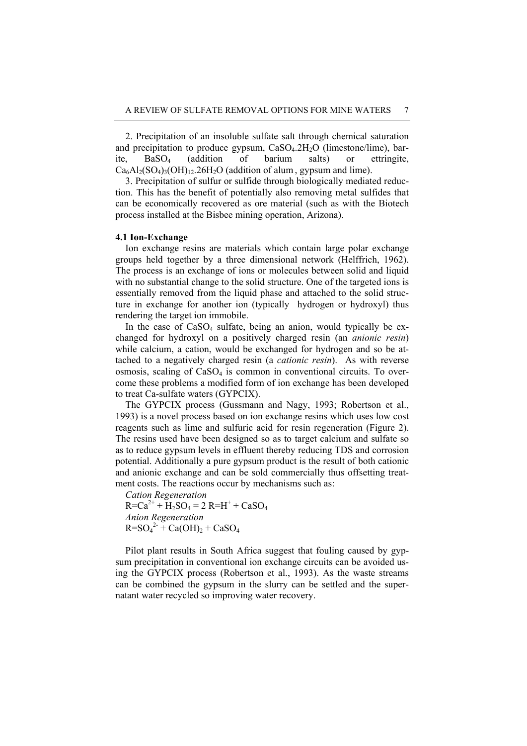2. Precipitation of an insoluble sulfate salt through chemical saturation and precipitation to produce gypsum, $CaSO_4.2H_2O$ (limestone/lime), barite, $BaSO_4$ (addition of barium salts) or ettringite, $Ca_6Al_2(SO_4)_3(OH)_{12}.26H_2O$ (addition of alum , gypsum and lime).

3. Precipitation of sulfur or sulfide through biologically mediated reduction. This has the benefit of potentially also removing metal sulfides that can be economically recovered as ore material (such as with the Biotech process installed at the Bisbee mining operation, Arizona).

**4.1 Ion-Exchange**

Ion exchange resins are materials which contain large polar exchange groups held together by a three dimensional network (Helffrich, 1962). The process is an exchange of ions or molecules between solid and liquid with no substantial change to the solid structure. One of the targeted ions is essentially removed from the liquid phase and attached to the solid structure in exchange for another ion (typically hydrogen or hydroxyl) thus rendering the target ion immobile.

In the case of $CaSO_4$ sulfate, being an anion, would typically be exchanged for hydroxyl on a positively charged resin (an *anionic resin*) while calcium, a cation, would be exchanged for hydrogen and so be attached to a negatively charged resin (a *cationic resin*). As with reverse osmosis, scaling of $CaSO_4$ is common in conventional circuits. To overcome these problems a modified form of ion exchange has been developed to treat Ca-sulfate waters (GYPCIX).

The GYPCIX process (Gussmann and Nagy, 1993; Robertson et al., 1993) is a novel process based on ion exchange resins which uses low cost reagents such as lime and sulfuric acid for resin regeneration (Figure 2). The resins used have been designed so as to target calcium and sulfate so as to reduce gypsum levels in effluent thereby reducing TDS and corrosion potential. Additionally a pure gypsum product is the result of both cationic and anionic exchange and can be sold commercially thus offsetting treatment costs. The reactions occur by mechanisms such as:

*Cation Regeneration*

$R{=}Ca^{2+} + H_2SO_4 = 2\ R{=}H^{+} + CaSO_4$

*Anion Regeneration*

$R{=}SO_4^{2-} + Ca(OH)_2 + CaSO_4$

Pilot plant results in South Africa suggest that fouling caused by gypsum precipitation in conventional ion exchange circuits can be avoided using the GYPCIX process (Robertson et al., 1993). As the waste streams can be combined the gypsum in the slurry can be settled and the supernatant water recycled so improving water recovery.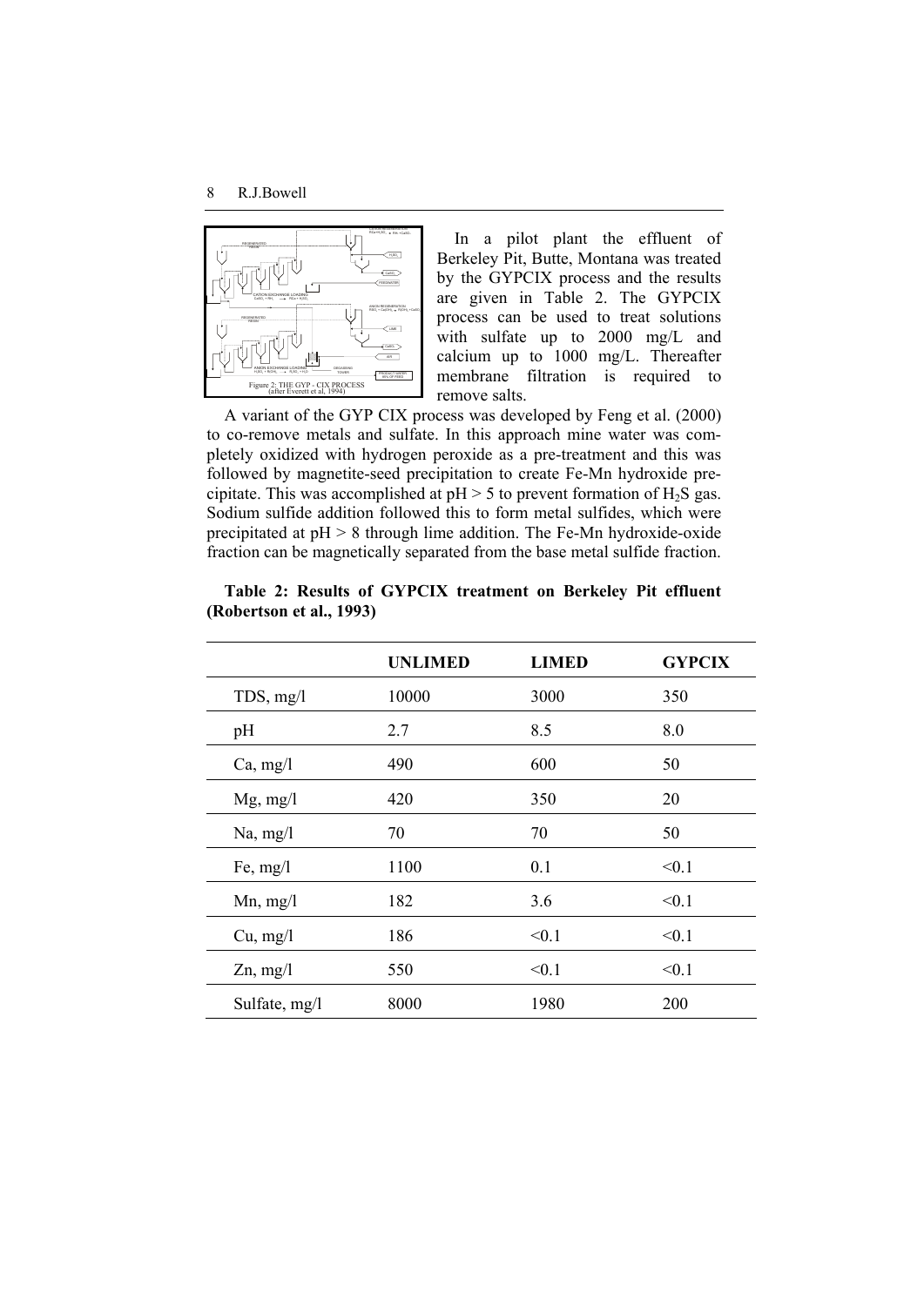Figure 2: THE GYP - CIX PROCESS (after Everett et al, 1994)

In a pilot plant the effluent of Berkeley Pit, Butte, Montana was treated by the GYPCIX process and the results are given in Table 2. The GYPCIX process can be used to treat solutions with sulfate up to 2000 mg/L and calcium up to 1000 mg/L. Thereafter membrane filtration is required to remove salts.

A variant of the GYP CIX process was developed by Feng et al. (2000) to co-remove metals and sulfate. In this approach mine water was completely oxidized with hydrogen peroxide as a pre-treatment and this was followed by magnetite-seed precipitation to create Fe-Mn hydroxide precipitate. This was accomplished at pH > 5 to prevent formation of $H_2S$ gas. Sodium sulfide addition followed this to form metal sulfides, which were precipitated at pH > 8 through lime addition. The Fe-Mn hydroxide-oxide fraction can be magnetically separated from the base metal sulfide fraction.

**Table 2: Results of GYPCIX treatment on Berkeley Pit effluent (Robertson et al., 1993)**

| | UNLIMED | LIMED | GYPCIX |
|---|---|---|---|
| TDS, mg/l | 10000 | 3000 | 350 |
| pH | 2.7 | 8.5 | 8.0 |
| Ca, mg/l | 490 | 600 | 50 |
| Mg, mg/l | 420 | 350 | 20 |
| Na, mg/l | 70 | 70 | 50 |
| Fe, mg/l | 1100 | 0.1 | <0.1 |
| Mn, mg/l | 182 | 3.6 | <0.1 |
| Cu, mg/l | 186 | <0.1 | <0.1 |
| Zn, mg/l | 550 | <0.1 | <0.1 |
| Sulfate, mg/l | 8000 | 1980 | 200 |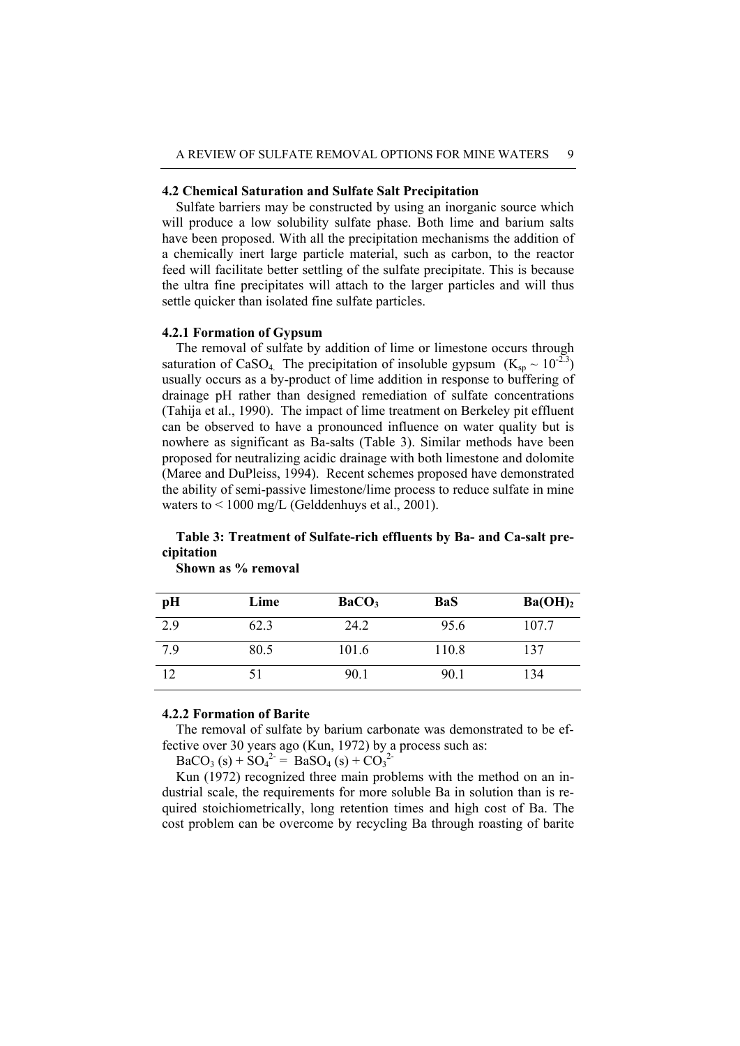## 4.2 Chemical Saturation and Sulfate Salt Precipitation

Sulfate barriers may be constructed by using an inorganic source which will produce a low solubility sulfate phase. Both lime and barium salts have been proposed. With all the precipitation mechanisms the addition of a chemically inert large particle material, such as carbon, to the reactor feed will facilitate better settling of the sulfate precipitate. This is because the ultra fine precipitates will attach to the larger particles and will thus settle quicker than isolated fine sulfate particles.

### 4.2.1 Formation of Gypsum

The removal of sulfate by addition of lime or limestone occurs through saturation of $CaSO_4$. The precipitation of insoluble gypsum ($K_{sp} \sim 10^{-2.3}$) usually occurs as a by-product of lime addition in response to buffering of drainage pH rather than designed remediation of sulfate concentrations (Tahija et al., 1990). The impact of lime treatment on Berkeley pit effluent can be observed to have a pronounced influence on water quality but is nowhere as significant as Ba-salts (Table 3). Similar methods have been proposed for neutralizing acidic drainage with both limestone and dolomite (Maree and DuPleiss, 1994). Recent schemes proposed have demonstrated the ability of semi-passive limestone/lime process to reduce sulfate in mine waters to < 1000 mg/L (Gelddenhuys et al., 2001).

**Table 3: Treatment of Sulfate-rich effluents by Ba- and Ca-salt precipitation**
**Shown as % removal**

| pH | Lime | $BaCO_3$ | BaS | $Ba(OH)_2$ |
|---|---|---|---|---|
| 2.9 | 62.3 | 24.2 | 95.6 | 107.7 |
| 7.9 | 80.5 | 101.6 | 110.8 | 137 |
| 12 | 51 | 90.1 | 90.1 | 134 |

### 4.2.2 Formation of Barite

The removal of sulfate by barium carbonate was demonstrated to be effective over 30 years ago (Kun, 1972) by a process such as:

$$BaCO_3\ (s) + SO_4^{2-} = BaSO_4\ (s) + CO_3^{2-}$$

Kun (1972) recognized three main problems with the method on an industrial scale, the requirements for more soluble Ba in solution than is required stoichiometrically, long retention times and high cost of Ba. The cost problem can be overcome by recycling Ba through roasting of barite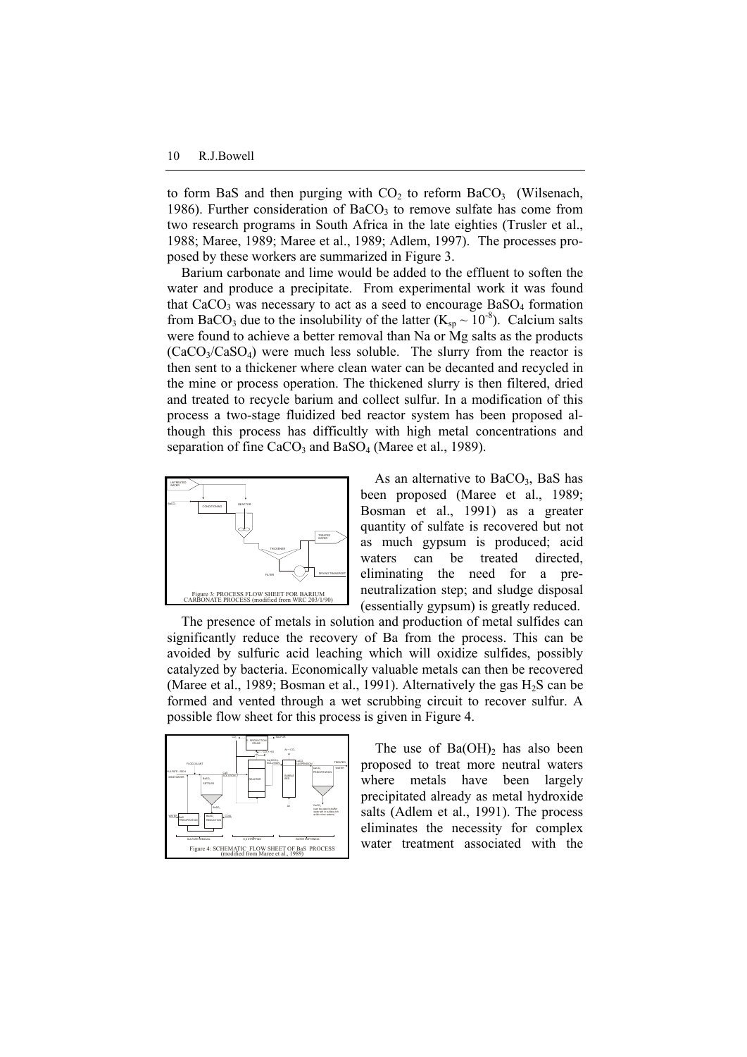to form BaS and then purging with $CO_2$ to reform $BaCO_3$ (Wilsenach, 1986). Further consideration of $BaCO_3$ to remove sulfate has come from two research programs in South Africa in the late eighties (Trusler et al., 1988; Maree, 1989; Maree et al., 1989; Adlem, 1997). The processes proposed by these workers are summarized in Figure 3.

Barium carbonate and lime would be added to the effluent to soften the water and produce a precipitate. From experimental work it was found that $CaCO_3$ was necessary to act as a seed to encourage $BaSO_4$ formation from $BaCO_3$ due to the insolubility of the latter ($K_{sp} \sim 10^{-8}$). Calcium salts were found to achieve a better removal than Na or Mg salts as the products ($CaCO_3$/$CaSO_4$) were much less soluble. The slurry from the reactor is then sent to a thickener where clean water can be decanted and recycled in the mine or process operation. The thickened slurry is then filtered, dried and treated to recycle barium and collect sulfur. In a modification of this process a two-stage fluidized bed reactor system has been proposed although this process has difficultly with high metal concentrations and separation of fine $CaCO_3$ and $BaSO_4$ (Maree et al., 1989).

Figure 3: PROCESS FLOW SHEET FOR BARIUM CARBONATE PROCESS (modified from WRC 203/1/90)

As an alternative to $BaCO_3$, BaS has been proposed (Maree et al., 1989; Bosman et al., 1991) as a greater quantity of sulfate is recovered but not as much gypsum is produced; acid waters can be treated directed, eliminating the need for a pre-neutralization step; and sludge disposal (essentially gypsum) is greatly reduced.

The presence of metals in solution and production of metal sulfides can significantly reduce the recovery of Ba from the process. This can be avoided by sulfuric acid leaching which will oxidize sulfides, possibly catalyzed by bacteria. Economically valuable metals can then be recovered (Maree et al., 1989; Bosman et al., 1991). Alternatively the gas $H_2S$ can be formed and vented through a wet scrubbing circuit to recover sulfur. A possible flow sheet for this process is given in Figure 4.

Figure 4: SCHEMATIC FLOW SHEET OF BaS PROCESS (modified from Maree et al., 1989)

The use of $Ba(OH)_2$ has also been proposed to treat more neutral waters where metals have been largely precipitated already as metal hydroxide salts (Adlem et al., 1991). The process eliminates the necessity for complex water treatment associated with the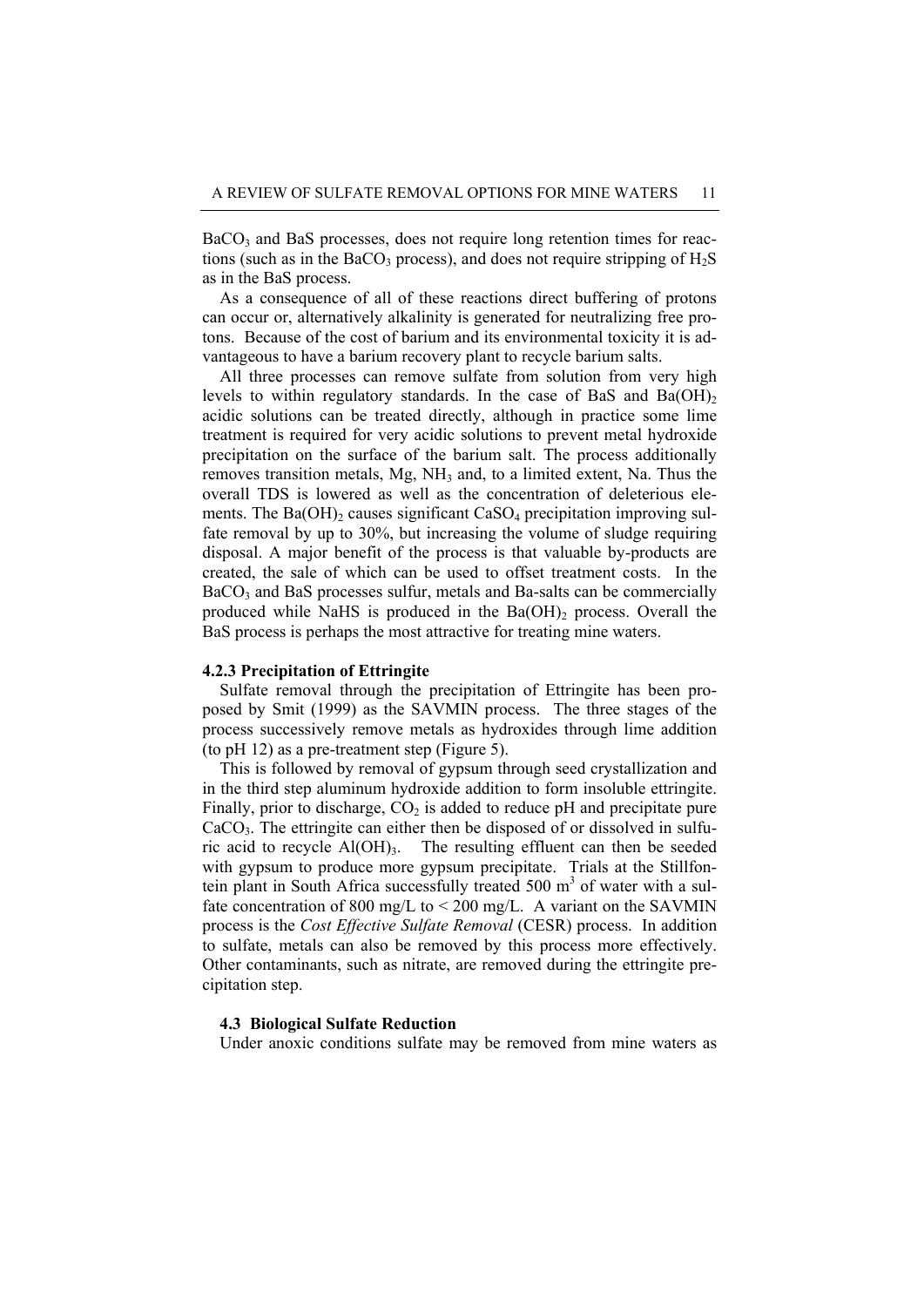$BaCO_3$ and BaS processes, does not require long retention times for reactions (such as in the $BaCO_3$ process), and does not require stripping of $H_2S$ as in the BaS process.

As a consequence of all of these reactions direct buffering of protons can occur or, alternatively alkalinity is generated for neutralizing free protons. Because of the cost of barium and its environmental toxicity it is advantageous to have a barium recovery plant to recycle barium salts.

All three processes can remove sulfate from solution from very high levels to within regulatory standards. In the case of BaS and $Ba(OH)_2$ acidic solutions can be treated directly, although in practice some lime treatment is required for very acidic solutions to prevent metal hydroxide precipitation on the surface of the barium salt. The process additionally removes transition metals, Mg, $NH_3$ and, to a limited extent, Na. Thus the overall TDS is lowered as well as the concentration of deleterious elements. The $Ba(OH)_2$ causes significant $CaSO_4$ precipitation improving sulfate removal by up to 30%, but increasing the volume of sludge requiring disposal. A major benefit of the process is that valuable by-products are created, the sale of which can be used to offset treatment costs. In the $BaCO_3$ and BaS processes sulfur, metals and Ba-salts can be commercially produced while NaHS is produced in the $Ba(OH)_2$ process. Overall the BaS process is perhaps the most attractive for treating mine waters.

#### 4.2.3 Precipitation of Ettringite

Sulfate removal through the precipitation of Ettringite has been proposed by Smit (1999) as the SAVMIN process. The three stages of the process successively remove metals as hydroxides through lime addition (to pH 12) as a pre-treatment step (Figure 5).

This is followed by removal of gypsum through seed crystallization and in the third step aluminum hydroxide addition to form insoluble ettringite. Finally, prior to discharge, $CO_2$ is added to reduce pH and precipitate pure $CaCO_3$. The ettringite can either then be disposed of or dissolved in sulfuric acid to recycle $Al(OH)_3$. The resulting effluent can then be seeded with gypsum to produce more gypsum precipitate. Trials at the Stillfontein plant in South Africa successfully treated 500 $m^3$ of water with a sulfate concentration of 800 mg/L to < 200 mg/L. A variant on the SAVMIN process is the *Cost Effective Sulfate Removal* (CESR) process. In addition to sulfate, metals can also be removed by this process more effectively. Other contaminants, such as nitrate, are removed during the ettringite precipitation step.

### 4.3 Biological Sulfate Reduction

Under anoxic conditions sulfate may be removed from mine waters as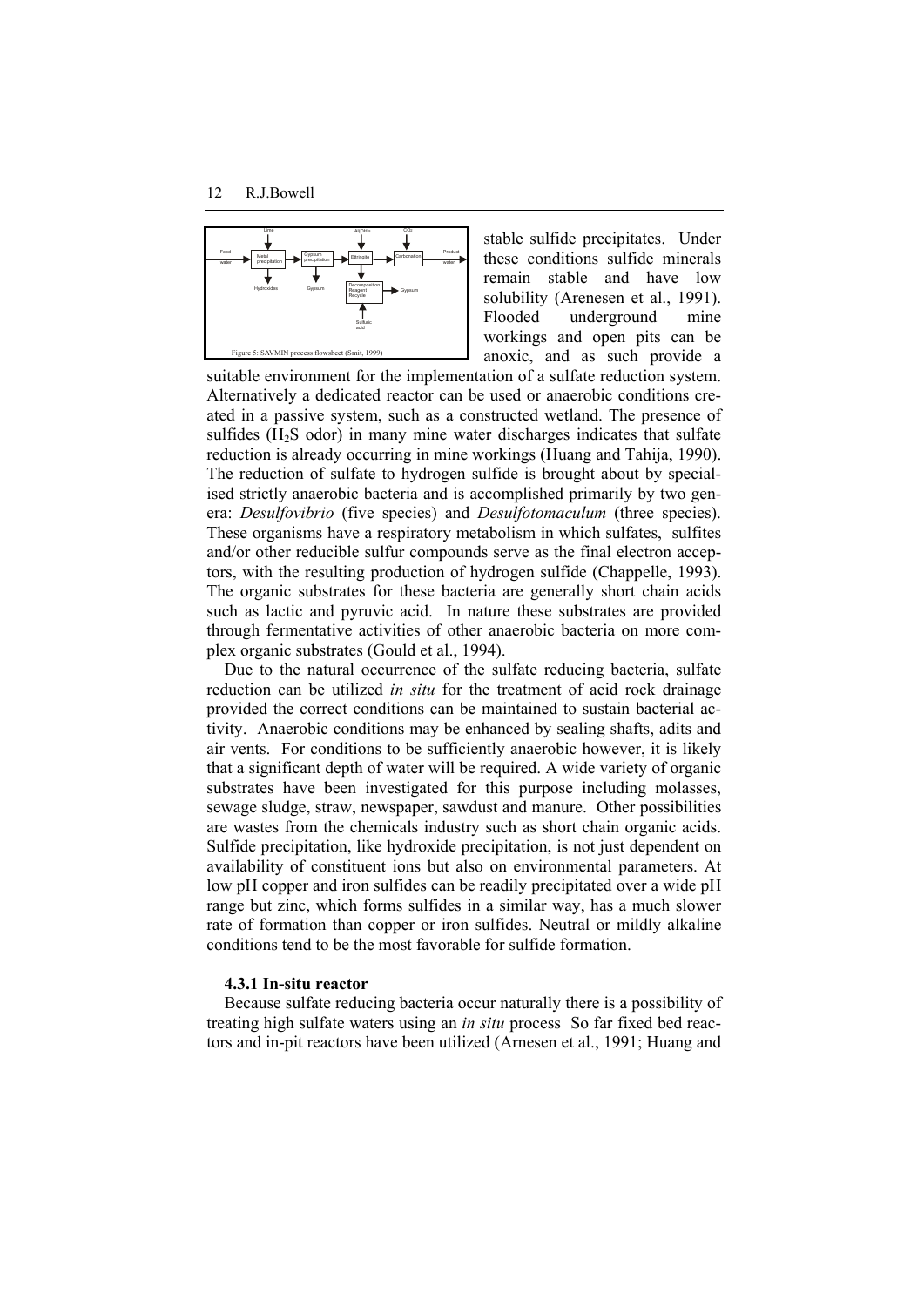Figure 5: SAVMIN process flowsheet (Smit, 1999)

stable sulfide precipitates. Under these conditions sulfide minerals remain stable and have low solubility (Arenesen et al., 1991). Flooded underground mine workings and open pits can be anoxic, and as such provide a suitable environment for the implementation of a sulfate reduction system. Alternatively a dedicated reactor can be used or anaerobic conditions created in a passive system, such as a constructed wetland. The presence of sulfides ($H_2S$ odor) in many mine water discharges indicates that sulfate reduction is already occurring in mine workings (Huang and Tahija, 1990). The reduction of sulfate to hydrogen sulfide is brought about by specialised strictly anaerobic bacteria and is accomplished primarily by two genera: *Desulfovibrio* (five species) and *Desulfotomaculum* (three species). These organisms have a respiratory metabolism in which sulfates, sulfites and/or other reducible sulfur compounds serve as the final electron acceptors, with the resulting production of hydrogen sulfide (Chappelle, 1993). The organic substrates for these bacteria are generally short chain acids such as lactic and pyruvic acid. In nature these substrates are provided through fermentative activities of other anaerobic bacteria on more complex organic substrates (Gould et al., 1994).

Due to the natural occurrence of the sulfate reducing bacteria, sulfate reduction can be utilized *in situ* for the treatment of acid rock drainage provided the correct conditions can be maintained to sustain bacterial activity. Anaerobic conditions may be enhanced by sealing shafts, adits and air vents. For conditions to be sufficiently anaerobic however, it is likely that a significant depth of water will be required. A wide variety of organic substrates have been investigated for this purpose including molasses, sewage sludge, straw, newspaper, sawdust and manure. Other possibilities are wastes from the chemicals industry such as short chain organic acids. Sulfide precipitation, like hydroxide precipitation, is not just dependent on availability of constituent ions but also on environmental parameters. At low pH copper and iron sulfides can be readily precipitated over a wide pH range but zinc, which forms sulfides in a similar way, has a much slower rate of formation than copper or iron sulfides. Neutral or mildly alkaline conditions tend to be the most favorable for sulfide formation.

### 4.3.1 In-situ reactor

Because sulfate reducing bacteria occur naturally there is a possibility of treating high sulfate waters using an *in situ* process So far fixed bed reactors and in-pit reactors have been utilized (Arnesen et al., 1991; Huang and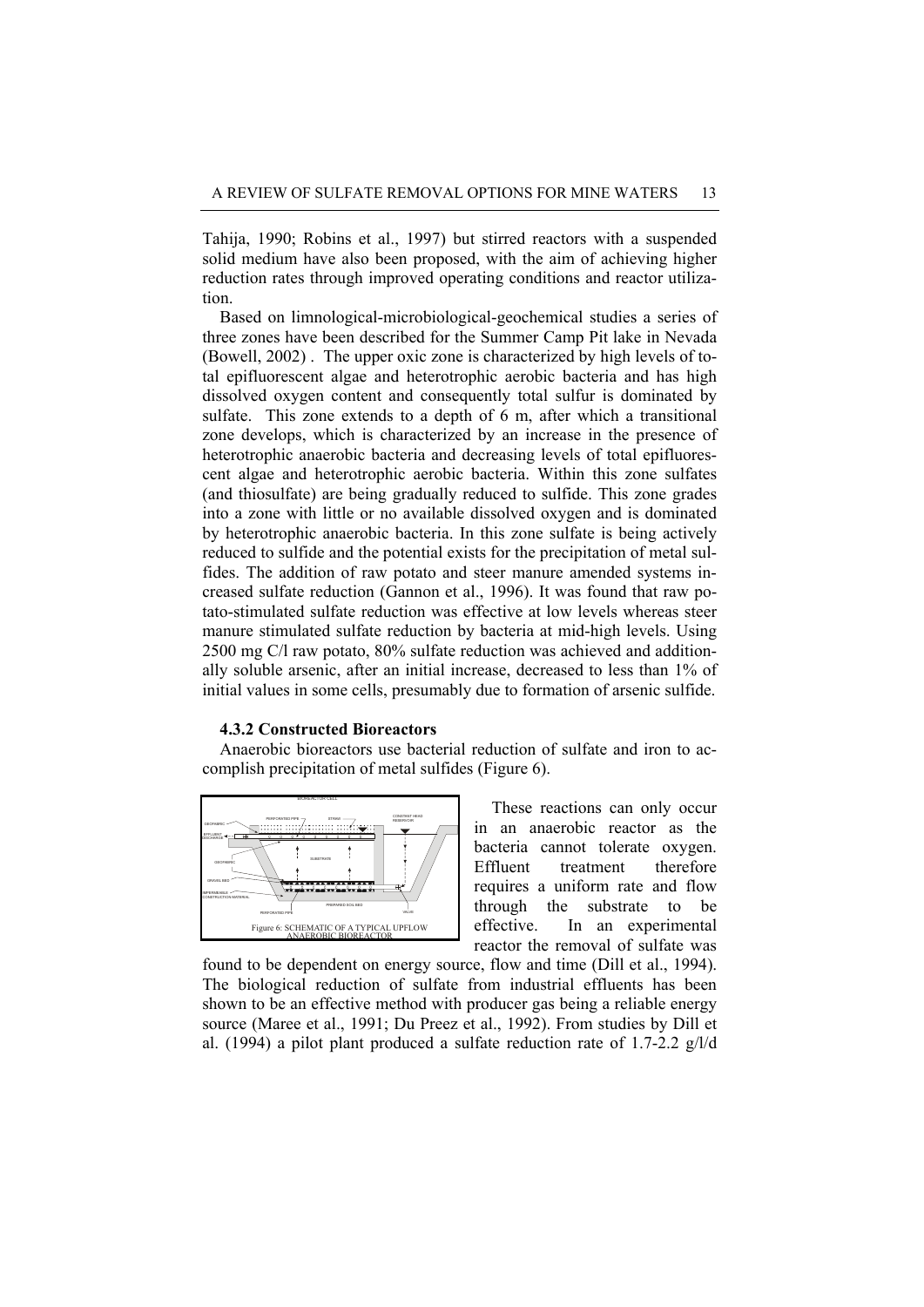Tahija, 1990; Robins et al., 1997) but stirred reactors with a suspended solid medium have also been proposed, with the aim of achieving higher reduction rates through improved operating conditions and reactor utilization.

Based on limnological-microbiological-geochemical studies a series of three zones have been described for the Summer Camp Pit lake in Nevada (Bowell, 2002) . The upper oxic zone is characterized by high levels of total epifluorescent algae and heterotrophic aerobic bacteria and has high dissolved oxygen content and consequently total sulfur is dominated by sulfate. This zone extends to a depth of 6 m, after which a transitional zone develops, which is characterized by an increase in the presence of heterotrophic anaerobic bacteria and decreasing levels of total epifluorescent algae and heterotrophic aerobic bacteria. Within this zone sulfates (and thiosulfate) are being gradually reduced to sulfide. This zone grades into a zone with little or no available dissolved oxygen and is dominated by heterotrophic anaerobic bacteria. In this zone sulfate is being actively reduced to sulfide and the potential exists for the precipitation of metal sulfides. The addition of raw potato and steer manure amended systems increased sulfate reduction (Gannon et al., 1996). It was found that raw potato-stimulated sulfate reduction was effective at low levels whereas steer manure stimulated sulfate reduction by bacteria at mid-high levels. Using 2500 mg C/l raw potato, 80% sulfate reduction was achieved and additionally soluble arsenic, after an initial increase, decreased to less than 1% of initial values in some cells, presumably due to formation of arsenic sulfide.

### 4.3.2 Constructed Bioreactors

Anaerobic bioreactors use bacterial reduction of sulfate and iron to accomplish precipitation of metal sulfides (Figure 6).

Figure 6: SCHEMATIC OF A TYPICAL UPFLOW ANAEROBIC BIOREACTOR

These reactions can only occur in an anaerobic reactor as the bacteria cannot tolerate oxygen. Effluent treatment therefore requires a uniform rate and flow through the substrate to be effective. In an experimental reactor the removal of sulfate was found to be dependent on energy source, flow and time (Dill et al., 1994). The biological reduction of sulfate from industrial effluents has been shown to be an effective method with producer gas being a reliable energy source (Maree et al., 1991; Du Preez et al., 1992). From studies by Dill et al. (1994) a pilot plant produced a sulfate reduction rate of 1.7-2.2 g/l/d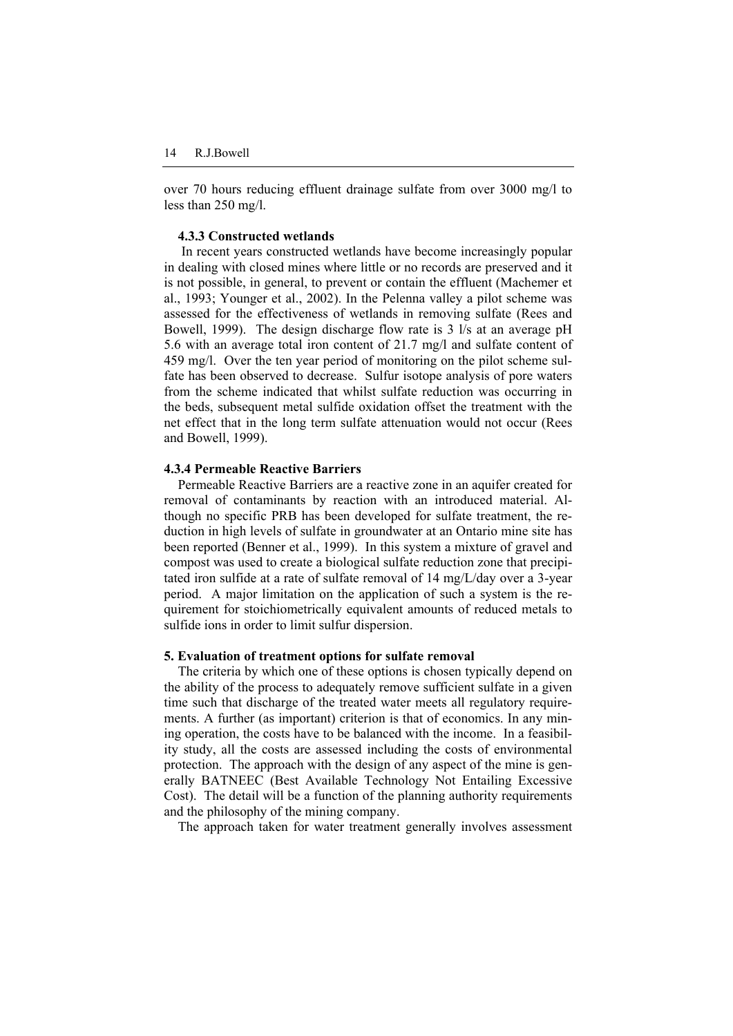over 70 hours reducing effluent drainage sulfate from over 3000 mg/l to less than 250 mg/l.

### 4.3.3 Constructed wetlands

In recent years constructed wetlands have become increasingly popular in dealing with closed mines where little or no records are preserved and it is not possible, in general, to prevent or contain the effluent (Machemer et al., 1993; Younger et al., 2002). In the Pelenna valley a pilot scheme was assessed for the effectiveness of wetlands in removing sulfate (Rees and Bowell, 1999). The design discharge flow rate is 3 l/s at an average pH 5.6 with an average total iron content of 21.7 mg/l and sulfate content of 459 mg/l. Over the ten year period of monitoring on the pilot scheme sulfate has been observed to decrease. Sulfur isotope analysis of pore waters from the scheme indicated that whilst sulfate reduction was occurring in the beds, subsequent metal sulfide oxidation offset the treatment with the net effect that in the long term sulfate attenuation would not occur (Rees and Bowell, 1999).

### 4.3.4 Permeable Reactive Barriers

Permeable Reactive Barriers are a reactive zone in an aquifer created for removal of contaminants by reaction with an introduced material. Although no specific PRB has been developed for sulfate treatment, the reduction in high levels of sulfate in groundwater at an Ontario mine site has been reported (Benner et al., 1999). In this system a mixture of gravel and compost was used to create a biological sulfate reduction zone that precipitated iron sulfide at a rate of sulfate removal of 14 mg/L/day over a 3-year period. A major limitation on the application of such a system is the requirement for stoichiometrically equivalent amounts of reduced metals to sulfide ions in order to limit sulfur dispersion.

## 5. Evaluation of treatment options for sulfate removal

The criteria by which one of these options is chosen typically depend on the ability of the process to adequately remove sufficient sulfate in a given time such that discharge of the treated water meets all regulatory requirements. A further (as important) criterion is that of economics. In any mining operation, the costs have to be balanced with the income. In a feasibility study, all the costs are assessed including the costs of environmental protection. The approach with the design of any aspect of the mine is generally BATNEEC (Best Available Technology Not Entailing Excessive Cost). The detail will be a function of the planning authority requirements and the philosophy of the mining company.

The approach taken for water treatment generally involves assessment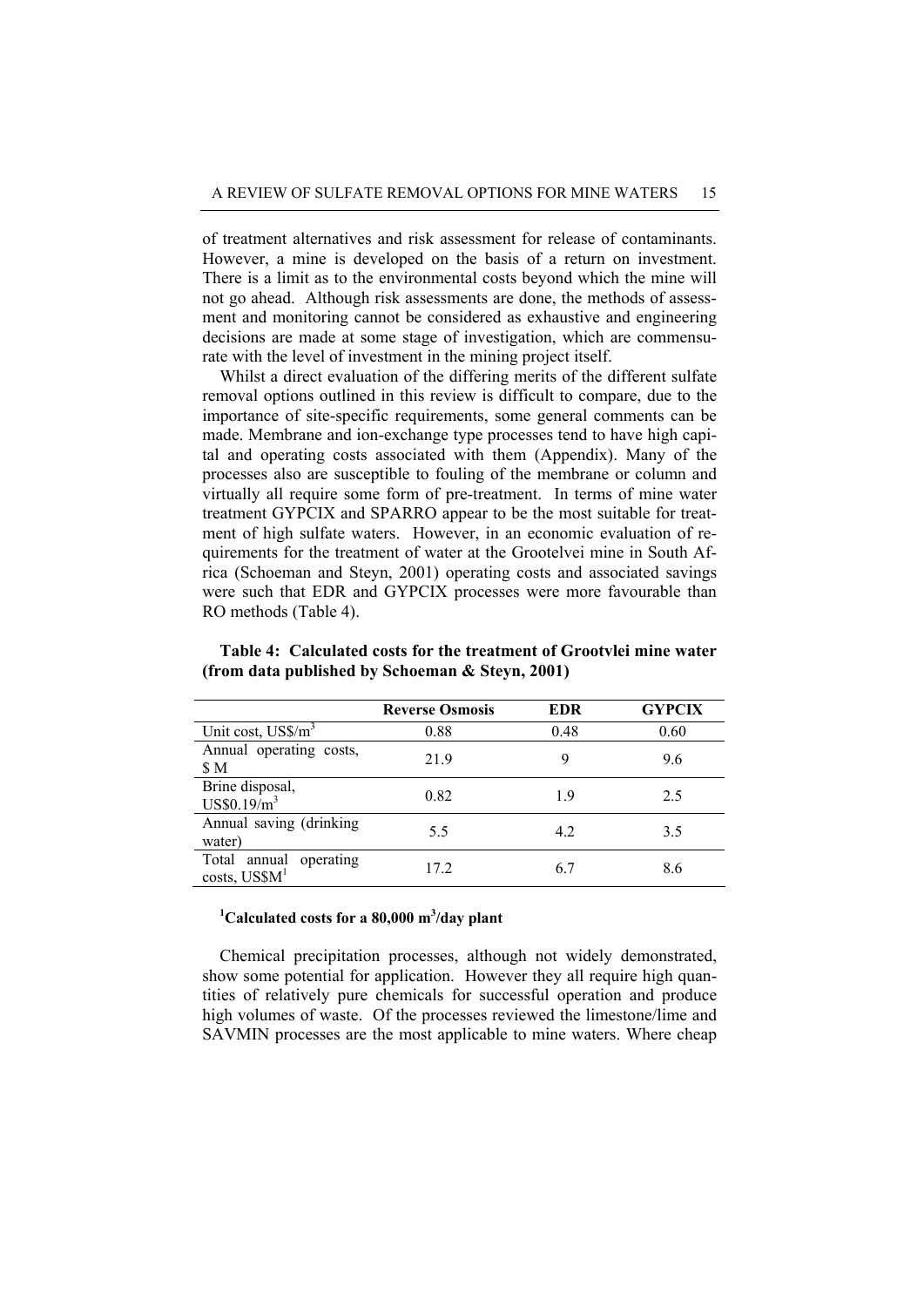of treatment alternatives and risk assessment for release of contaminants. However, a mine is developed on the basis of a return on investment. There is a limit as to the environmental costs beyond which the mine will not go ahead. Although risk assessments are done, the methods of assessment and monitoring cannot be considered as exhaustive and engineering decisions are made at some stage of investigation, which are commensurate with the level of investment in the mining project itself.

Whilst a direct evaluation of the differing merits of the different sulfate removal options outlined in this review is difficult to compare, due to the importance of site-specific requirements, some general comments can be made. Membrane and ion-exchange type processes tend to have high capital and operating costs associated with them (Appendix). Many of the processes also are susceptible to fouling of the membrane or column and virtually all require some form of pre-treatment. In terms of mine water treatment GYPCIX and SPARRO appear to be the most suitable for treatment of high sulfate waters. However, in an economic evaluation of requirements for the treatment of water at the Grootelvei mine in South Africa (Schoeman and Steyn, 2001) operating costs and associated savings were such that EDR and GYPCIX processes were more favourable than RO methods (Table 4).

**Table 4: Calculated costs for the treatment of Grootvlei mine water (from data published by Schoeman & Steyn, 2001)**

| | Reverse Osmosis | EDR | GYPCIX |
|---|---|---|---|
| Unit cost, US$/m$^3$ | 0.88 | 0.48 | 0.60 |
| Annual operating costs, $ M | 21.9 | 9 | 9.6 |
| Brine disposal, US$0.19/m$^3$ | 0.82 | 1.9 | 2.5 |
| Annual saving (drinking water) | 5.5 | 4.2 | 3.5 |
| Total annual operating costs, US$M[1] | 17.2 | 6.7 | 8.6 |

**[1]Calculated costs for a 80,000 m$^3$/day plant**

Chemical precipitation processes, although not widely demonstrated, show some potential for application. However they all require high quantities of relatively pure chemicals for successful operation and produce high volumes of waste. Of the processes reviewed the limestone/lime and SAVMIN processes are the most applicable to mine waters. Where cheap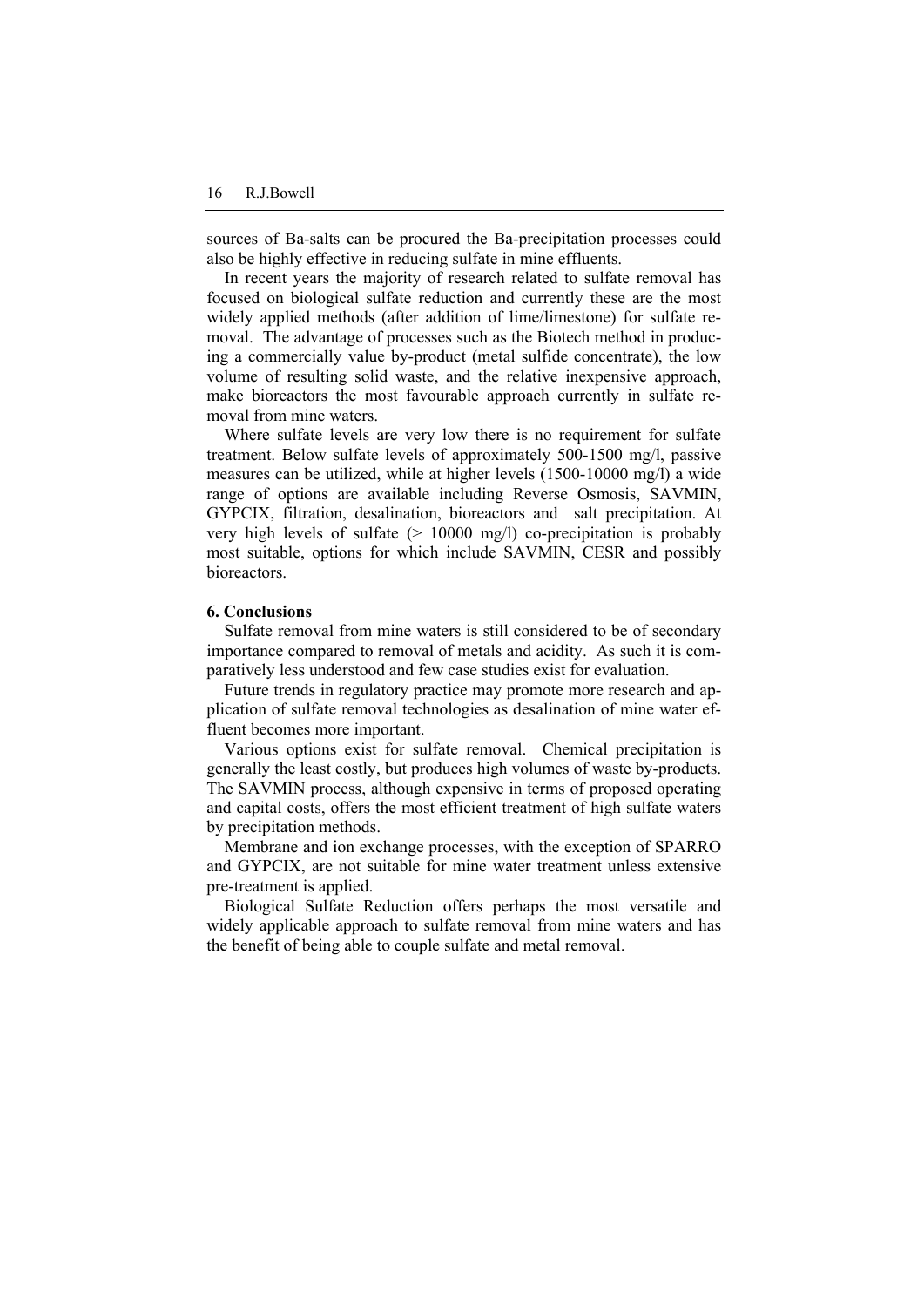sources of Ba-salts can be procured the Ba-precipitation processes could also be highly effective in reducing sulfate in mine effluents.

In recent years the majority of research related to sulfate removal has focused on biological sulfate reduction and currently these are the most widely applied methods (after addition of lime/limestone) for sulfate removal. The advantage of processes such as the Biotech method in producing a commercially value by-product (metal sulfide concentrate), the low volume of resulting solid waste, and the relative inexpensive approach, make bioreactors the most favourable approach currently in sulfate removal from mine waters.

Where sulfate levels are very low there is no requirement for sulfate treatment. Below sulfate levels of approximately 500-1500 mg/l, passive measures can be utilized, while at higher levels (1500-10000 mg/l) a wide range of options are available including Reverse Osmosis, SAVMIN, GYPCIX, filtration, desalination, bioreactors and salt precipitation. At very high levels of sulfate (> 10000 mg/l) co-precipitation is probably most suitable, options for which include SAVMIN, CESR and possibly bioreactors.

## 6. Conclusions

Sulfate removal from mine waters is still considered to be of secondary importance compared to removal of metals and acidity. As such it is comparatively less understood and few case studies exist for evaluation.

Future trends in regulatory practice may promote more research and application of sulfate removal technologies as desalination of mine water effluent becomes more important.

Various options exist for sulfate removal. Chemical precipitation is generally the least costly, but produces high volumes of waste by-products. The SAVMIN process, although expensive in terms of proposed operating and capital costs, offers the most efficient treatment of high sulfate waters by precipitation methods.

Membrane and ion exchange processes, with the exception of SPARRO and GYPCIX, are not suitable for mine water treatment unless extensive pre-treatment is applied.

Biological Sulfate Reduction offers perhaps the most versatile and widely applicable approach to sulfate removal from mine waters and has the benefit of being able to couple sulfate and metal removal.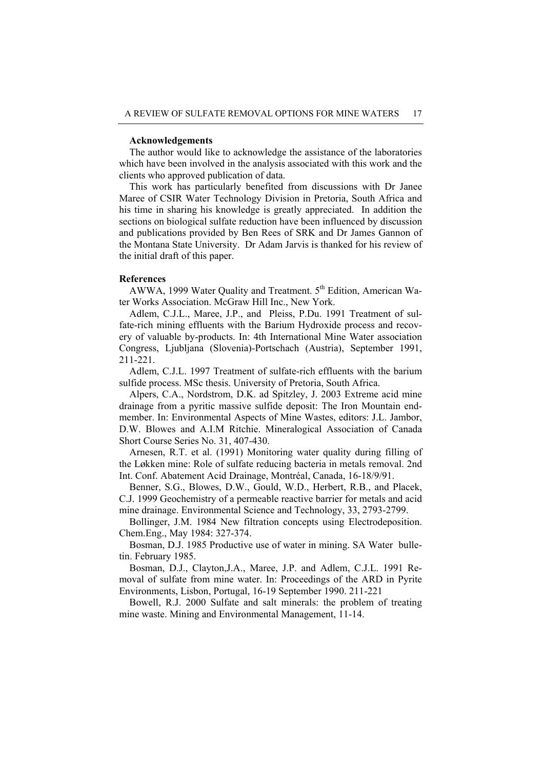## Acknowledgements

The author would like to acknowledge the assistance of the laboratories which have been involved in the analysis associated with this work and the clients who approved publication of data.

This work has particularly benefited from discussions with Dr Janee Maree of CSIR Water Technology Division in Pretoria, South Africa and his time in sharing his knowledge is greatly appreciated. In addition the sections on biological sulfate reduction have been influenced by discussion and publications provided by Ben Rees of SRK and Dr James Gannon of the Montana State University. Dr Adam Jarvis is thanked for his review of the initial draft of this paper.

## References

AWWA, 1999 Water Quality and Treatment. 5th Edition, American Water Works Association. McGraw Hill Inc., New York.

Adlem, C.J.L., Maree, J.P., and Pleiss, P.Du. 1991 Treatment of sulfate-rich mining effluents with the Barium Hydroxide process and recovery of valuable by-products. In: 4th International Mine Water association Congress, Ljubljana (Slovenia)-Portschach (Austria), September 1991, 211-221.

Adlem, C.J.L. 1997 Treatment of sulfate-rich effluents with the barium sulfide process. MSc thesis. University of Pretoria, South Africa.

Alpers, C.A., Nordstrom, D.K. ad Spitzley, J. 2003 Extreme acid mine drainage from a pyritic massive sulfide deposit: The Iron Mountain end-member. In: Environmental Aspects of Mine Wastes, editors: J.L. Jambor, D.W. Blowes and A.I.M Ritchie. Mineralogical Association of Canada Short Course Series No. 31, 407-430.

Arnesen, R.T. et al. (1991) Monitoring water quality during filling of the Løkken mine: Role of sulfate reducing bacteria in metals removal. 2nd Int. Conf. Abatement Acid Drainage, Montréal, Canada, 16-18/9/91.

Benner, S.G., Blowes, D.W., Gould, W.D., Herbert, R.B., and Placek, C.J. 1999 Geochemistry of a permeable reactive barrier for metals and acid mine drainage. Environmental Science and Technology, 33, 2793-2799.

Bollinger, J.M. 1984 New filtration concepts using Electrodeposition. Chem.Eng., May 1984: 327-374.

Bosman, D.J. 1985 Productive use of water in mining. SA Water bulletin. February 1985.

Bosman, D.J., Clayton,J.A., Maree, J.P. and Adlem, C.J.L. 1991 Removal of sulfate from mine water. In: Proceedings of the ARD in Pyrite Environments, Lisbon, Portugal, 16-19 September 1990. 211-221

Bowell, R.J. 2000 Sulfate and salt minerals: the problem of treating mine waste. Mining and Environmental Management, 11-14.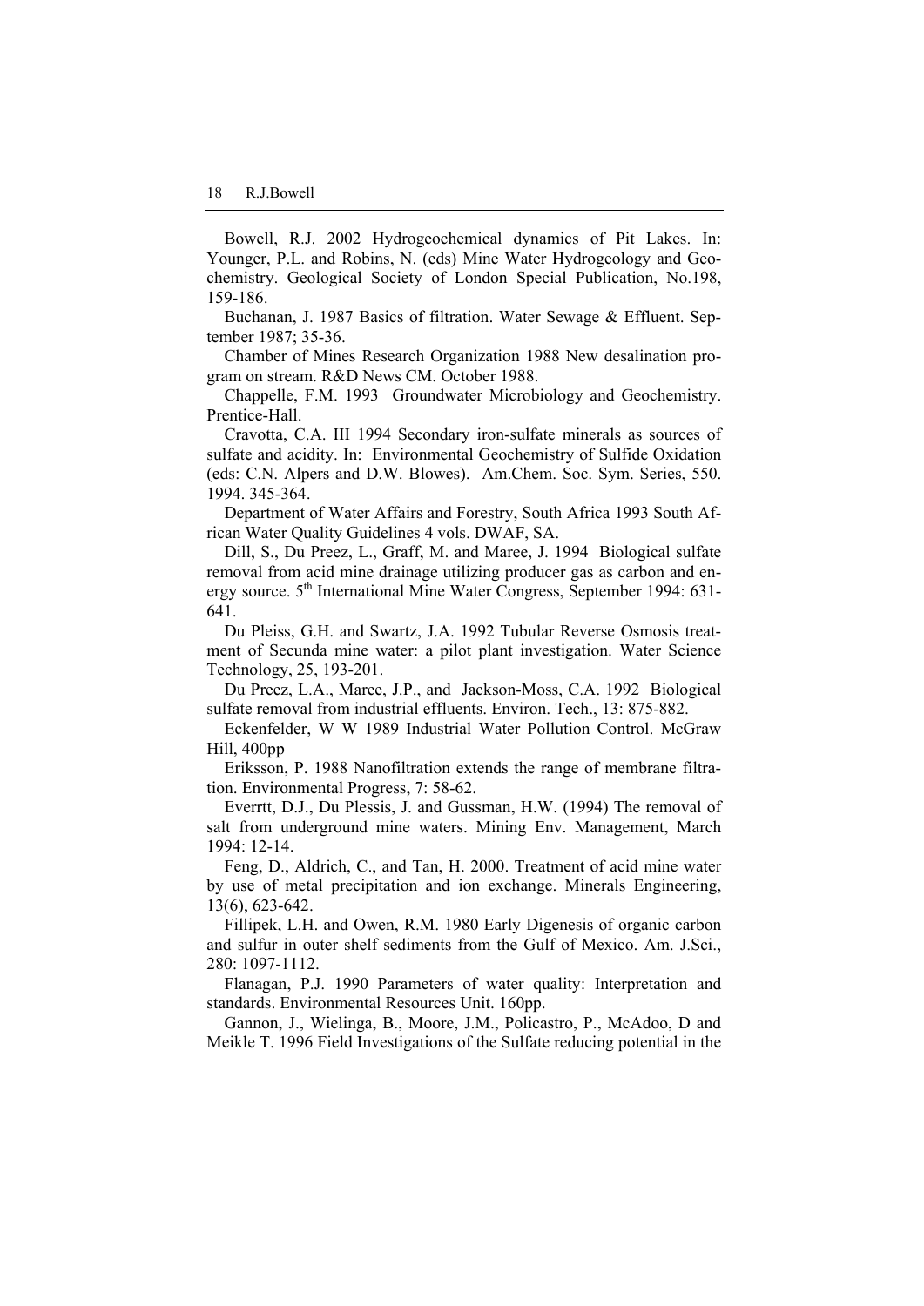Bowell, R.J. 2002 Hydrogeochemical dynamics of Pit Lakes. In: Younger, P.L. and Robins, N. (eds) Mine Water Hydrogeology and Geochemistry. Geological Society of London Special Publication, No.198, 159-186.

Buchanan, J. 1987 Basics of filtration. Water Sewage & Effluent. September 1987; 35-36.

Chamber of Mines Research Organization 1988 New desalination program on stream. R&D News CM. October 1988.

Chappelle, F.M. 1993 Groundwater Microbiology and Geochemistry. Prentice-Hall.

Cravotta, C.A. III 1994 Secondary iron-sulfate minerals as sources of sulfate and acidity. In: Environmental Geochemistry of Sulfide Oxidation (eds: C.N. Alpers and D.W. Blowes). Am.Chem. Soc. Sym. Series, 550. 1994. 345-364.

Department of Water Affairs and Forestry, South Africa 1993 South African Water Quality Guidelines 4 vols. DWAF, SA.

Dill, S., Du Preez, L., Graff, M. and Maree, J. 1994 Biological sulfate removal from acid mine drainage utilizing producer gas as carbon and energy source. 5th International Mine Water Congress, September 1994: 631-641.

Du Pleiss, G.H. and Swartz, J.A. 1992 Tubular Reverse Osmosis treatment of Secunda mine water: a pilot plant investigation. Water Science Technology, 25, 193-201.

Du Preez, L.A., Maree, J.P., and Jackson-Moss, C.A. 1992 Biological sulfate removal from industrial effluents. Environ. Tech., 13: 875-882.

Eckenfelder, W W 1989 Industrial Water Pollution Control. McGraw Hill, 400pp

Eriksson, P. 1988 Nanofiltration extends the range of membrane filtration. Environmental Progress, 7: 58-62.

Everrtt, D.J., Du Plessis, J. and Gussman, H.W. (1994) The removal of salt from underground mine waters. Mining Env. Management, March 1994: 12-14.

Feng, D., Aldrich, C., and Tan, H. 2000. Treatment of acid mine water by use of metal precipitation and ion exchange. Minerals Engineering, 13(6), 623-642.

Fillipek, L.H. and Owen, R.M. 1980 Early Digenesis of organic carbon and sulfur in outer shelf sediments from the Gulf of Mexico. Am. J.Sci., 280: 1097-1112.

Flanagan, P.J. 1990 Parameters of water quality: Interpretation and standards. Environmental Resources Unit. 160pp.

Gannon, J., Wielinga, B., Moore, J.M., Policastro, P., McAdoo, D and Meikle T. 1996 Field Investigations of the Sulfate reducing potential in the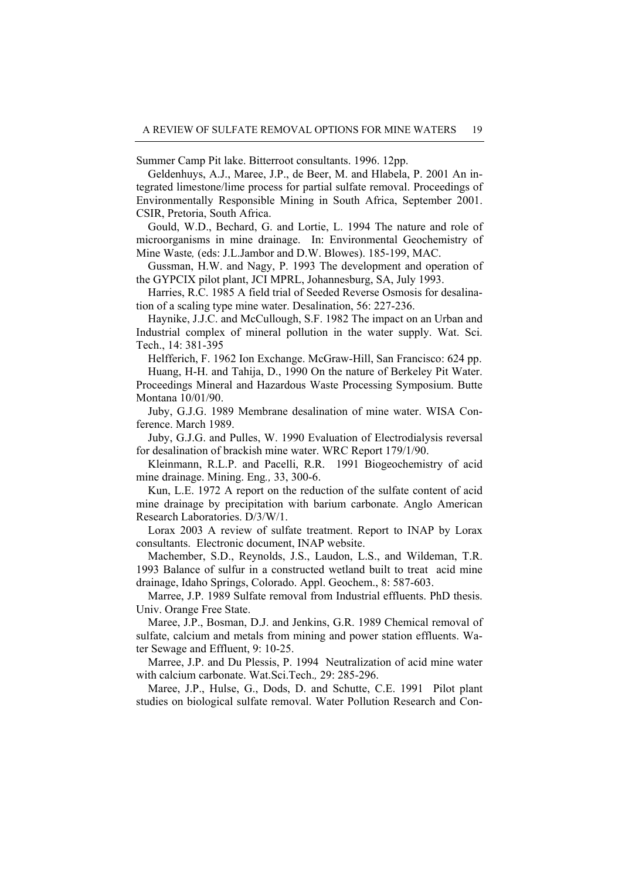Summer Camp Pit lake. Bitterroot consultants. 1996. 12pp.

Geldenhuys, A.J., Maree, J.P., de Beer, M. and Hlabela, P. 2001 An integrated limestone/lime process for partial sulfate removal. Proceedings of Environmentally Responsible Mining in South Africa, September 2001. CSIR, Pretoria, South Africa.

Gould, W.D., Bechard, G. and Lortie, L. 1994 The nature and role of microorganisms in mine drainage. In: Environmental Geochemistry of Mine Waste*,* (eds: J.L.Jambor and D.W. Blowes). 185-199, MAC.

Gussman, H.W. and Nagy, P. 1993 The development and operation of the GYPCIX pilot plant, JCI MPRL, Johannesburg, SA, July 1993.

Harries, R.C. 1985 A field trial of Seeded Reverse Osmosis for desalination of a scaling type mine water. Desalination, 56: 227-236.

Haynike, J.J.C. and McCullough, S.F. 1982 The impact on an Urban and Industrial complex of mineral pollution in the water supply. Wat. Sci. Tech., 14: 381-395

Helfferich, F. 1962 Ion Exchange. McGraw-Hill, San Francisco: 624 pp.

Huang, H-H. and Tahija, D., 1990 On the nature of Berkeley Pit Water. Proceedings Mineral and Hazardous Waste Processing Symposium. Butte Montana 10/01/90.

Juby, G.J.G. 1989 Membrane desalination of mine water. WISA Conference. March 1989.

Juby, G.J.G. and Pulles, W. 1990 Evaluation of Electrodialysis reversal for desalination of brackish mine water. WRC Report 179/1/90.

Kleinmann, R.L.P. and Pacelli, R.R. 1991 Biogeochemistry of acid mine drainage. Mining. Eng*.,* 33, 300-6.

Kun, L.E. 1972 A report on the reduction of the sulfate content of acid mine drainage by precipitation with barium carbonate. Anglo American Research Laboratories. D/3/W/1.

Lorax 2003 A review of sulfate treatment. Report to INAP by Lorax consultants. Electronic document, INAP website.

Machember, S.D., Reynolds, J.S., Laudon, L.S., and Wildeman, T.R. 1993 Balance of sulfur in a constructed wetland built to treat acid mine drainage, Idaho Springs, Colorado. Appl. Geochem., 8: 587-603.

Marree, J.P. 1989 Sulfate removal from Industrial effluents. PhD thesis. Univ. Orange Free State.

Maree, J.P., Bosman, D.J. and Jenkins, G.R. 1989 Chemical removal of sulfate, calcium and metals from mining and power station effluents. Water Sewage and Effluent, 9: 10-25.

Marree, J.P. and Du Plessis, P. 1994 Neutralization of acid mine water with calcium carbonate. Wat.Sci.Tech.*,* 29: 285-296.

Maree, J.P., Hulse, G., Dods, D. and Schutte, C.E. 1991 Pilot plant studies on biological sulfate removal. Water Pollution Research and Con-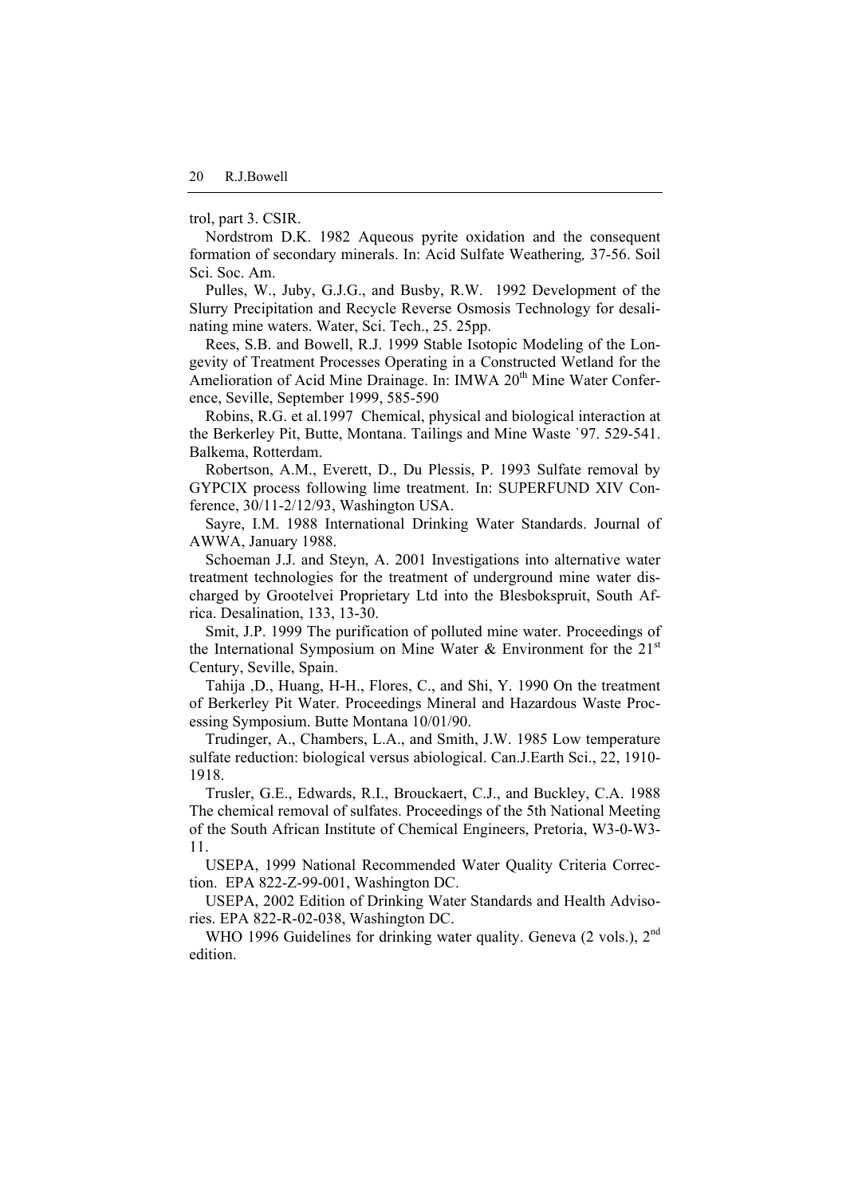trol, part 3. CSIR.

Nordstrom D.K. 1982 Aqueous pyrite oxidation and the consequent formation of secondary minerals. In: Acid Sulfate Weathering*,* 37-56. Soil Sci. Soc. Am.

Pulles, W., Juby, G.J.G., and Busby, R.W. 1992 Development of the Slurry Precipitation and Recycle Reverse Osmosis Technology for desalinating mine waters. Water, Sci. Tech., 25. 25pp.

Rees, S.B. and Bowell, R.J. 1999 Stable Isotopic Modeling of the Longevity of Treatment Processes Operating in a Constructed Wetland for the Amelioration of Acid Mine Drainage. In: IMWA 20th Mine Water Conference, Seville, September 1999, 585-590

Robins, R.G. et al.1997 Chemical, physical and biological interaction at the Berkerley Pit, Butte, Montana. Tailings and Mine Waste `97. 529-541. Balkema, Rotterdam.

Robertson, A.M., Everett, D., Du Plessis, P. 1993 Sulfate removal by GYPCIX process following lime treatment. In: SUPERFUND XIV Conference, 30/11-2/12/93, Washington USA.

Sayre, I.M. 1988 International Drinking Water Standards. Journal of AWWA, January 1988.

Schoeman J.J. and Steyn, A. 2001 Investigations into alternative water treatment technologies for the treatment of underground mine water discharged by Grootelvei Proprietary Ltd into the Blesbokspruit, South Africa. Desalination, 133, 13-30.

Smit, J.P. 1999 The purification of polluted mine water. Proceedings of the International Symposium on Mine Water & Environment for the 21st Century, Seville, Spain.

Tahija ,D., Huang, H-H., Flores, C., and Shi, Y. 1990 On the treatment of Berkerley Pit Water. Proceedings Mineral and Hazardous Waste Processing Symposium. Butte Montana 10/01/90.

Trudinger, A., Chambers, L.A., and Smith, J.W. 1985 Low temperature sulfate reduction: biological versus abiological. Can.J.Earth Sci., 22, 1910-1918.

Trusler, G.E., Edwards, R.I., Brouckaert, C.J., and Buckley, C.A. 1988 The chemical removal of sulfates. Proceedings of the 5th National Meeting of the South African Institute of Chemical Engineers, Pretoria, W3-0-W3-11.

USEPA, 1999 National Recommended Water Quality Criteria Correction. EPA 822-Z-99-001, Washington DC.

USEPA, 2002 Edition of Drinking Water Standards and Health Advisories. EPA 822-R-02-038, Washington DC.

WHO 1996 Guidelines for drinking water quality. Geneva (2 vols.), 2nd edition.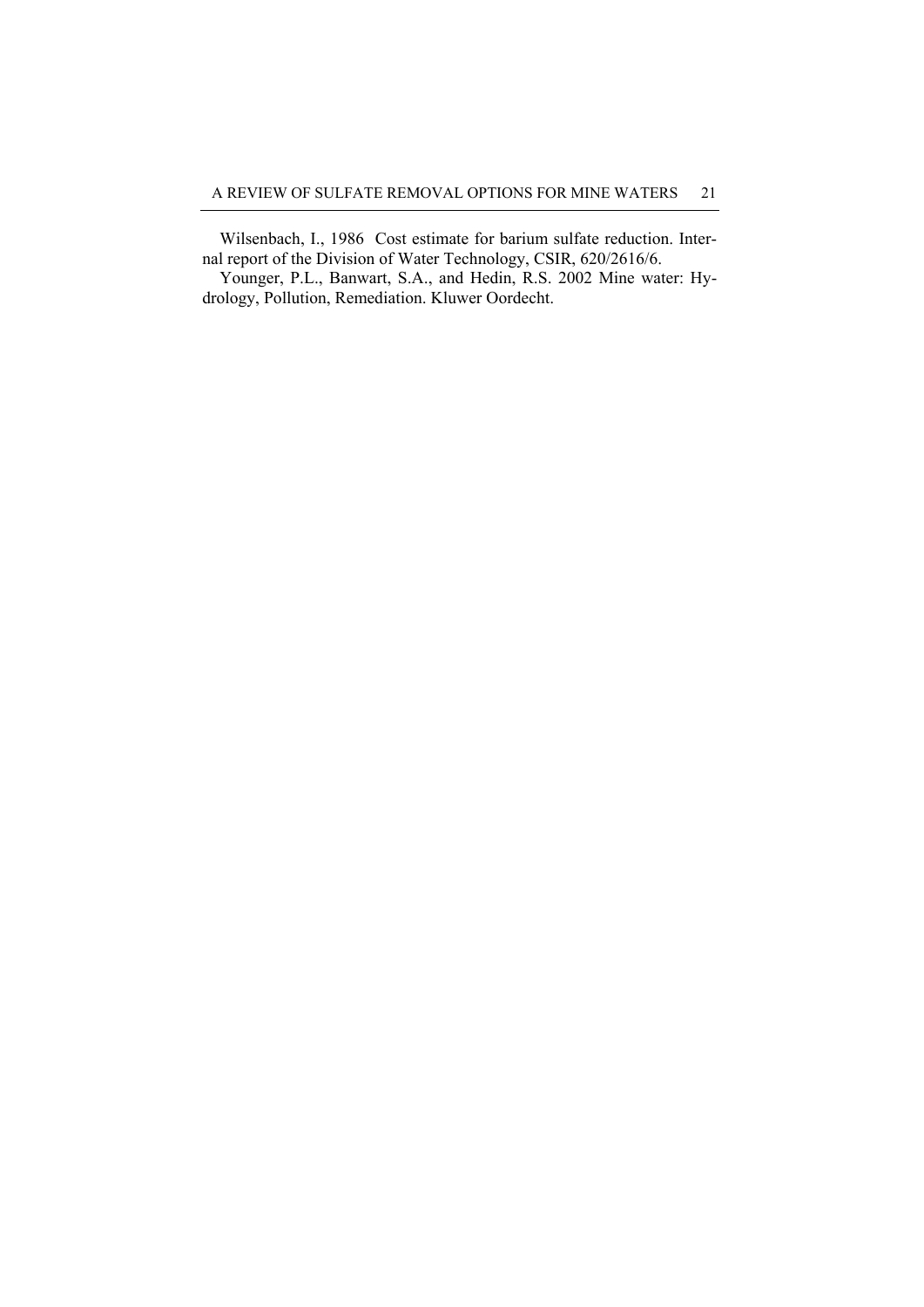Wilsenbach, I., 1986 Cost estimate for barium sulfate reduction. Internal report of the Division of Water Technology, CSIR, 620/2616/6.

Younger, P.L., Banwart, S.A., and Hedin, R.S. 2002 Mine water: Hydrology, Pollution, Remediation. Kluwer Oordecht.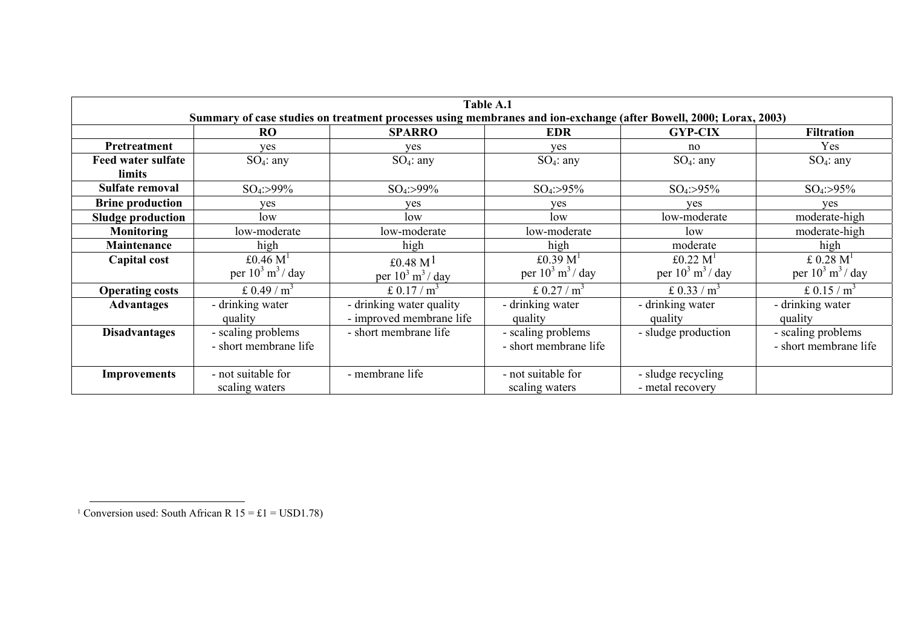**Table A.1**
**Summary of case studies on treatment processes using membranes and ion-exchange (after Bowell, 2000; Lorax, 2003)**

| | **RO** | **SPARRO** | **EDR** | **GYP-CIX** | **Filtration** |
|---|---|---|---|---|---|
| **Pretreatment** | yes | yes | yes | no | Yes |
| **Feed water sulfate limits** | $SO_4$: any | $SO_4$: any | $SO_4$: any | $SO_4$: any | $SO_4$: any |
| **Sulfate removal** | $SO_4$:>99% | $SO_4$:>99% | $SO_4$:>95% | $SO_4$:>95% | $SO_4$:>95% |
| **Brine production** | yes | yes | yes | yes | yes |
| **Sludge production** | low | low | low | low-moderate | moderate-high |
| **Monitoring** | low-moderate | low-moderate | low-moderate | low | moderate-high |
| **Maintenance** | high | high | high | moderate | high |
| **Capital cost** | £0.46 M[1] per $10^3$ $m^3$ / day | £0.48 M[1] per $10^3$ $m^3$ / day | £0.39 M[1] per $10^3$ $m^3$ / day | £0.22 M[1] per $10^3$ $m^3$ / day | £ 0.28 M[1] per $10^3$ $m^3$ / day |
| **Operating costs** | £ 0.49 / $m^3$ | £ 0.17 / $m^3$ | £ 0.27 / $m^3$ | £ 0.33 / $m^3$ | £ 0.15 / $m^3$ |
| **Advantages** | - drinking water quality | - drinking water quality<br>- improved membrane life | - drinking water quality | - drinking water quality | - drinking water quality |
| **Disadvantages** | - scaling problems<br>- short membrane life | - short membrane life | - scaling problems<br>- short membrane life | - sludge production | - scaling problems<br>- short membrane life |
| **Improvements** | - not suitable for scaling waters | - membrane life | - not suitable for scaling waters | - sludge recycling<br>- metal recovery | |

[1] Conversion used: South African R 15 = £1 = USD1.78)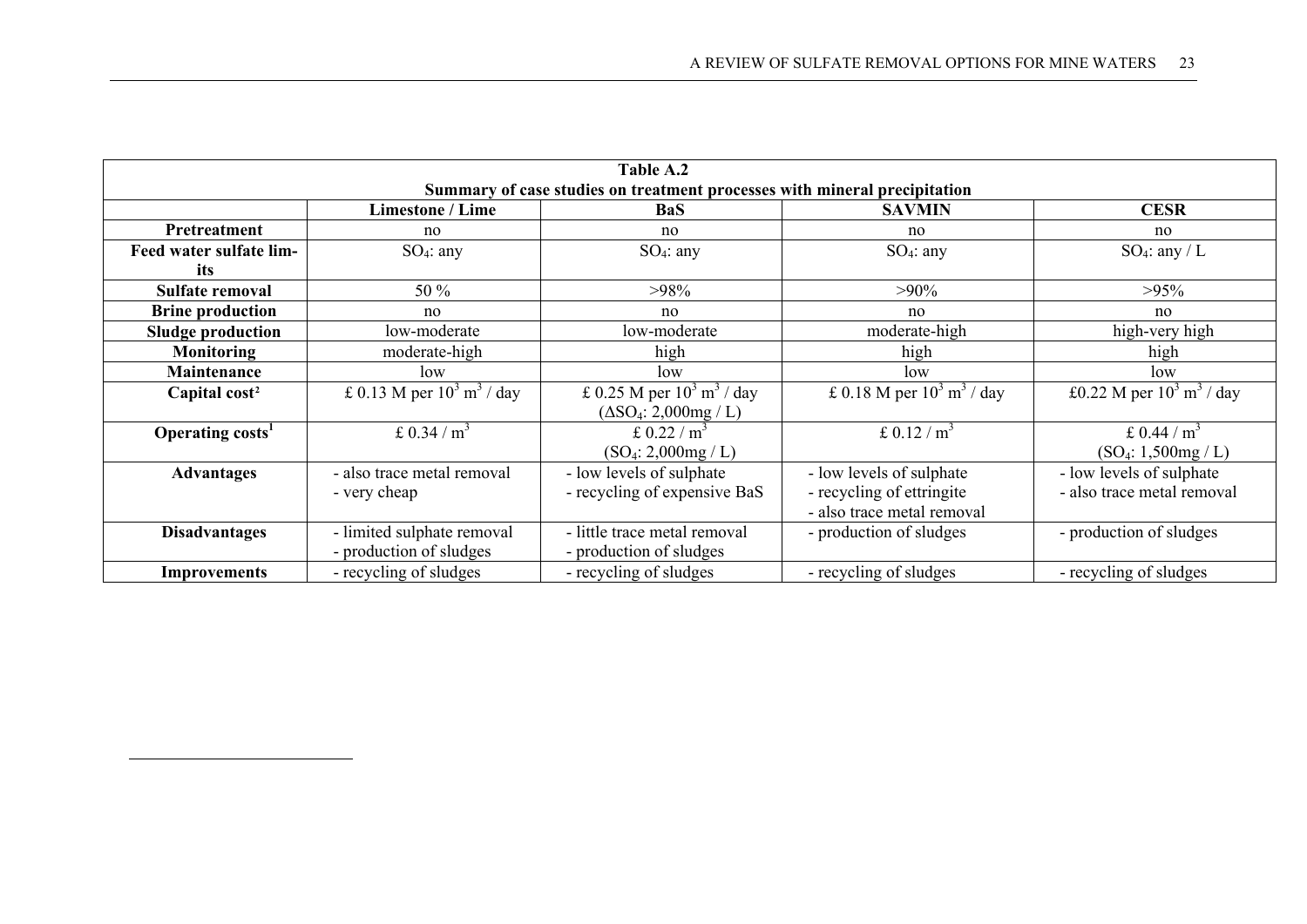**Table A.2**
**Summary of case studies on treatment processes with mineral precipitation**

| | Limestone / Lime | BaS | SAVMIN | CESR |
|---|---|---|---|---|
| **Pretreatment** | no | no | no | no |
| **Feed water sulfate limits** | $SO_4$: any | $SO_4$: any | $SO_4$: any | $SO_4$: any / L |
| **Sulfate removal** | 50 % | >98% | >90% | >95% |
| **Brine production** | no | no | no | no |
| **Sludge production** | low-moderate | low-moderate | moderate-high | high-very high |
| **Monitoring** | moderate-high | high | high | high |
| **Maintenance** | low | low | low | low |
| **Capital cost[2]** | £ 0.13 M per $10^3$ $m^3$ / day | £ 0.25 M per $10^3$ $m^3$ / day ($\Delta SO_4$: 2,000mg / L) | £ 0.18 M per $10^3$ $m^3$ / day | £0.22 M per $10^3$ $m^3$ / day |
| **Operating costs[1]** | £ 0.34 / $m^3$ | £ 0.22 / $m^3$ ($SO_4$: 2,000mg / L) | £ 0.12 / $m^3$ | £ 0.44 / $m^3$ ($SO_4$: 1,500mg / L) |
| **Advantages** | - also trace metal removal<br>- very cheap | - low levels of sulphate<br>- recycling of expensive BaS | - low levels of sulphate<br>- recycling of ettringite<br>- also trace metal removal | - low levels of sulphate<br>- also trace metal removal |
| **Disadvantages** | - limited sulphate removal<br>- production of sludges | - little trace metal removal<br>- production of sludges | - production of sludges | - production of sludges |
| **Improvements** | - recycling of sludges | - recycling of sludges | - recycling of sludges | - recycling of sludges |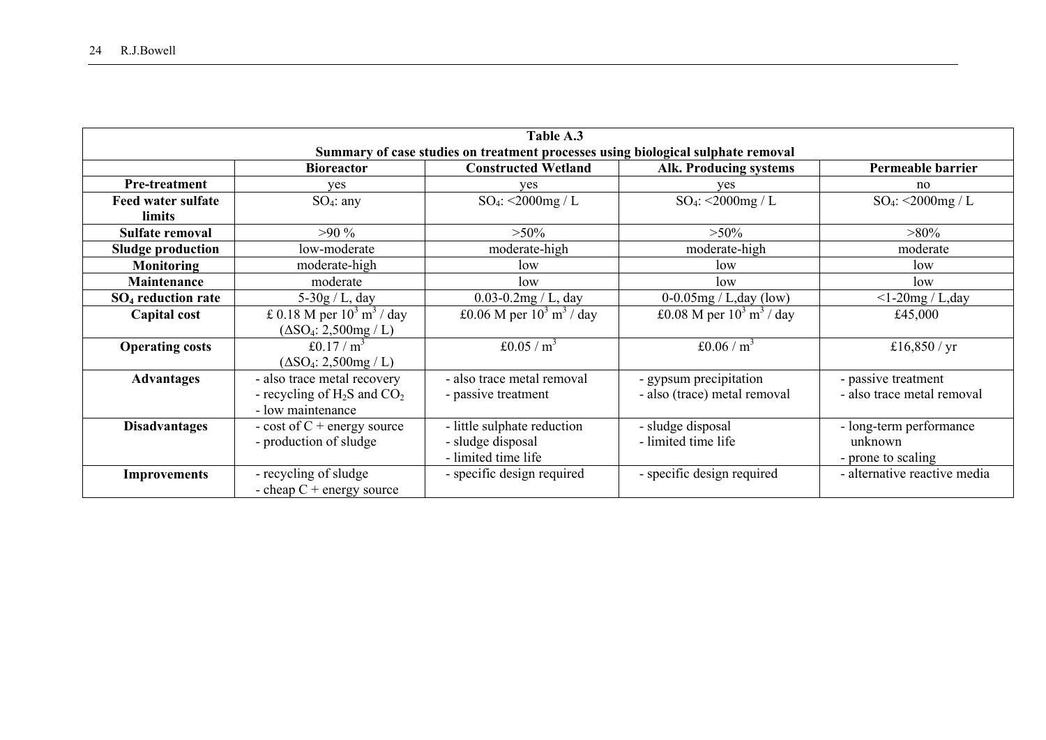**Table A.3**

**Summary of case studies on treatment processes using biological sulphate removal**

| | Bioreactor | Constructed Wetland | Alk. Producing systems | Permeable barrier |
|---|---|---|---|---|
| **Pre-treatment** | yes | yes | yes | no |
| **Feed water sulfate limits** | $SO_4$: any | $SO_4$: <2000mg / L | $SO_4$: <2000mg / L | $SO_4$: <2000mg / L |
| **Sulfate removal** | >90 % | >50% | >50% | >80% |
| **Sludge production** | low-moderate | moderate-high | moderate-high | moderate |
| **Monitoring** | moderate-high | low | low | low |
| **Maintenance** | moderate | low | low | low |
| **$SO_4$ reduction rate** | 5-30g / L, day | 0.03-0.2mg / L, day | 0-0.05mg / L,day (low) | <1-20mg / L,day |
| **Capital cost** | £ 0.18 M per $10^3$ $m^3$ / day ($\Delta SO_4$: 2,500mg / L) | £0.06 M per $10^3$ $m^3$ / day | £0.08 M per $10^3$ $m^3$ / day | £45,000 |
| **Operating costs** | £0.17 / $m^3$ ($\Delta SO_4$: 2,500mg / L) | £0.05 / $m^3$ | £0.06 / $m^3$ | £16,850 / yr |
| **Advantages** | - also trace metal recovery<br>- recycling of $H_2S$ and $CO_2$<br>- low maintenance | - also trace metal removal<br>- passive treatment | - gypsum precipitation<br>- also (trace) metal removal | - passive treatment<br>- also trace metal removal |
| **Disadvantages** | - cost of C + energy source<br>- production of sludge | - little sulphate reduction<br>- sludge disposal<br>- limited time life | - sludge disposal<br>- limited time life | - long-term performance unknown<br>- prone to scaling |
| **Improvements** | - recycling of sludge<br>- cheap C + energy source | - specific design required | - specific design required | - alternative reactive media |